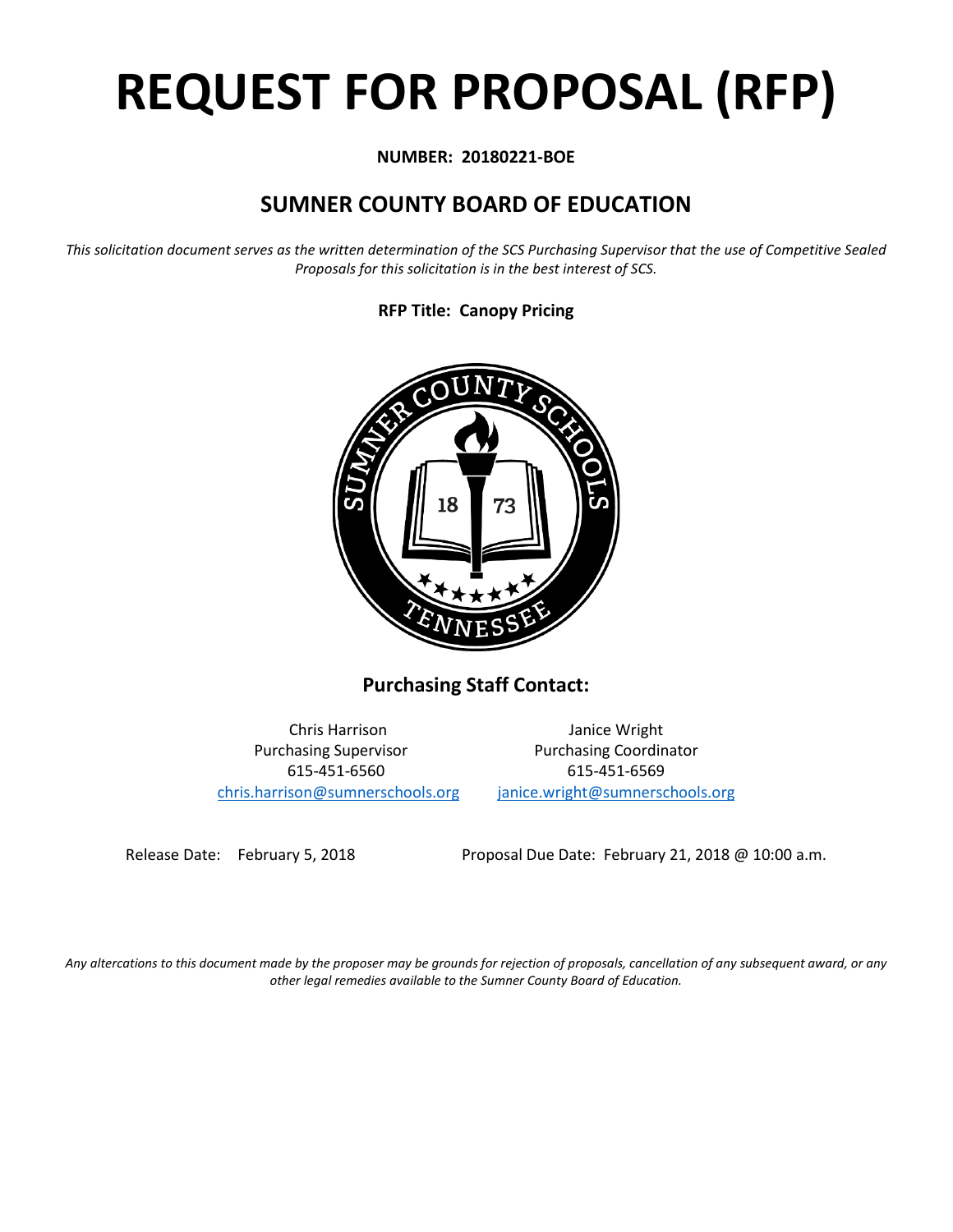# REQUEST FOR PROPOSAL (RFP)

**NUMBER: 20180221-BOE**

## SUMNER COUNTY BOARD OF EDUCATION

*This solicitation document serves as the written determination of the SCS Purchasing Supervisor that the use of Competitive Sealed Proposals for this solicitation is in the best interest of SCS.*

**RFP Title: Canopy Pricing**

### Purchasing Staff Contact:

Chris Harrison
Purchasing Supervisor
615-451-6560
chris.harrison@sumnerschools.org

Janice Wright
Purchasing Coordinator
615-451-6569
janice.wright@sumnerschools.org

Release Date: February 5, 2018

Proposal Due Date: February 21, 2018 @ 10:00 a.m.

*Any altercations to this document made by the proposer may be grounds for rejection of proposals, cancellation of any subsequent award, or any other legal remedies available to the Sumner County Board of Education.*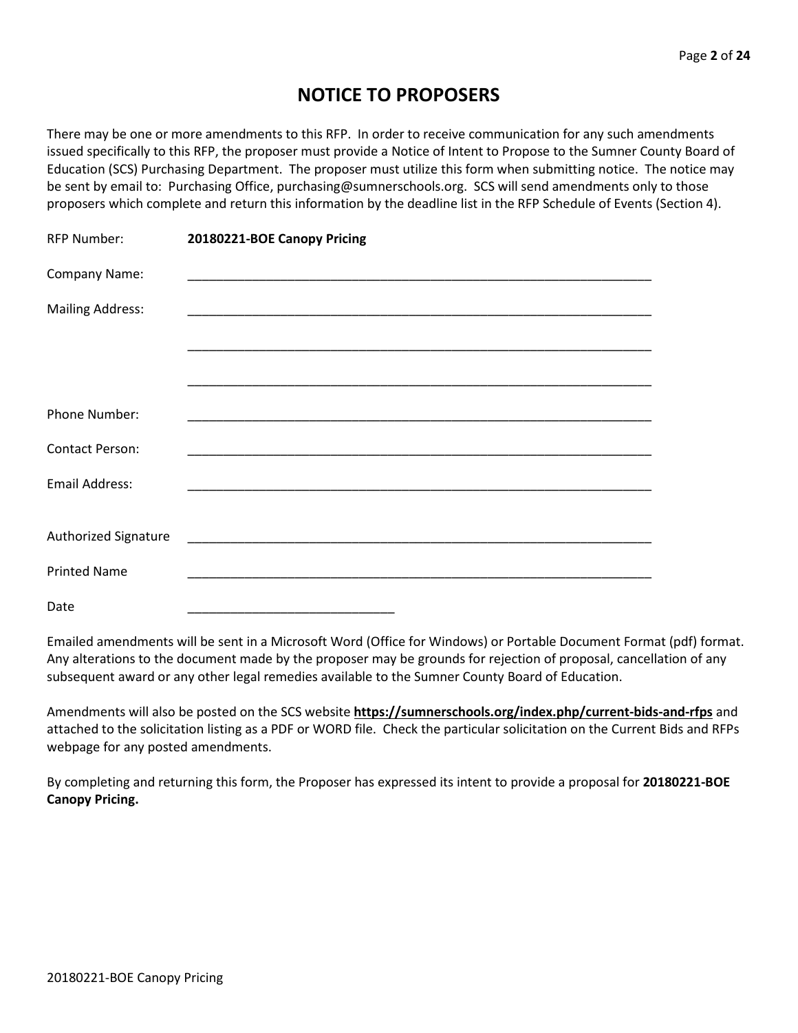# NOTICE TO PROPOSERS

There may be one or more amendments to this RFP. In order to receive communication for any such amendments issued specifically to this RFP, the proposer must provide a Notice of Intent to Propose to the Sumner County Board of Education (SCS) Purchasing Department. The proposer must utilize this form when submitting notice. The notice may be sent by email to: Purchasing Office, purchasing@sumnerschools.org. SCS will send amendments only to those proposers which complete and return this information by the deadline list in the RFP Schedule of Events (Section 4).

RFP Number: **20180221-BOE Canopy Pricing**

Company Name: ____________________________________________________________________

Mailing Address: ____________________________________________________________________

____________________________________________________________________

____________________________________________________________________

Phone Number: ____________________________________________________________________

Contact Person: ____________________________________________________________________

Email Address: ____________________________________________________________________

Authorized Signature ____________________________________________________________________

Printed Name ____________________________________________________________________

Date ______________________________

Emailed amendments will be sent in a Microsoft Word (Office for Windows) or Portable Document Format (pdf) format. Any alterations to the document made by the proposer may be grounds for rejection of proposal, cancellation of any subsequent award or any other legal remedies available to the Sumner County Board of Education.

Amendments will also be posted on the SCS website **https://sumnerschools.org/index.php/current-bids-and-rfps** and attached to the solicitation listing as a PDF or WORD file. Check the particular solicitation on the Current Bids and RFPs webpage for any posted amendments.

By completing and returning this form, the Proposer has expressed its intent to provide a proposal for **20180221-BOE Canopy Pricing.**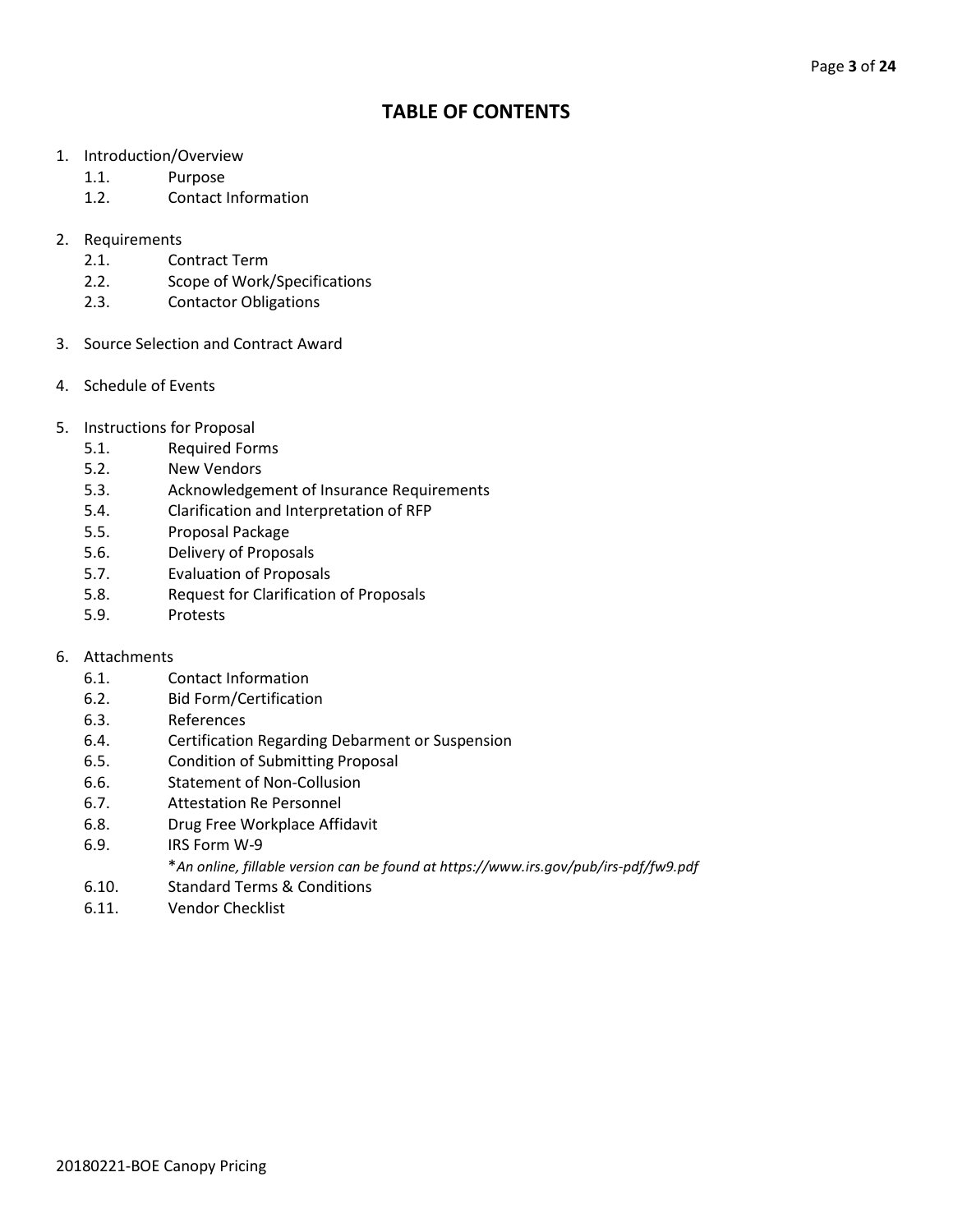# TABLE OF CONTENTS

1. Introduction/Overview
   - 1.1. Purpose
   - 1.2. Contact Information

2. Requirements
   - 2.1. Contract Term
   - 2.2. Scope of Work/Specifications
   - 2.3. Contactor Obligations

3. Source Selection and Contract Award

4. Schedule of Events

5. Instructions for Proposal
   - 5.1. Required Forms
   - 5.2. New Vendors
   - 5.3. Acknowledgement of Insurance Requirements
   - 5.4. Clarification and Interpretation of RFP
   - 5.5. Proposal Package
   - 5.6. Delivery of Proposals
   - 5.7. Evaluation of Proposals
   - 5.8. Request for Clarification of Proposals
   - 5.9. Protests

6. Attachments
   - 6.1. Contact Information
   - 6.2. Bid Form/Certification
   - 6.3. References
   - 6.4. Certification Regarding Debarment or Suspension
   - 6.5. Condition of Submitting Proposal
   - 6.6. Statement of Non-Collusion
   - 6.7. Attestation Re Personnel
   - 6.8. Drug Free Workplace Affidavit
   - 6.9. IRS Form W-9
     
     *\*An online, fillable version can be found at https://www.irs.gov/pub/irs-pdf/fw9.pdf*
   - 6.10. Standard Terms & Conditions
   - 6.11. Vendor Checklist

20180221-BOE Canopy Pricing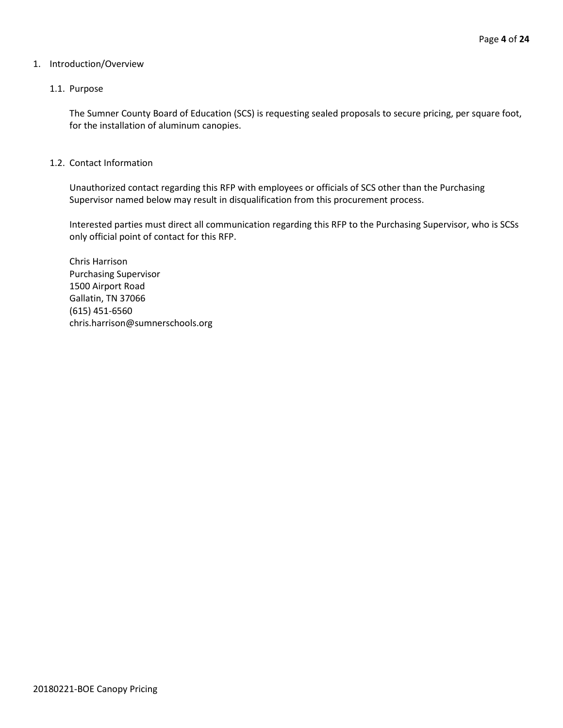# 1. Introduction/Overview

## 1.1. Purpose

The Sumner County Board of Education (SCS) is requesting sealed proposals to secure pricing, per square foot, for the installation of aluminum canopies.

## 1.2. Contact Information

Unauthorized contact regarding this RFP with employees or officials of SCS other than the Purchasing Supervisor named below may result in disqualification from this procurement process.

Interested parties must direct all communication regarding this RFP to the Purchasing Supervisor, who is SCSs only official point of contact for this RFP.

Chris Harrison
Purchasing Supervisor
1500 Airport Road
Gallatin, TN 37066
(615) 451-6560
chris.harrison@sumnerschools.org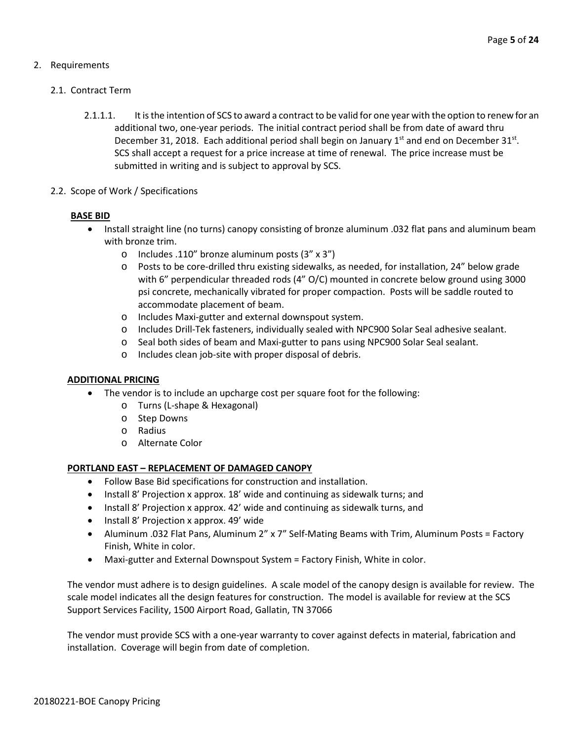2. Requirements

2.1. Contract Term

2.1.1.1. It is the intention of SCS to award a contract to be valid for one year with the option to renew for an additional two, one-year periods. The initial contract period shall be from date of award thru December 31, 2018. Each additional period shall begin on January 1st and end on December 31st. SCS shall accept a request for a price increase at time of renewal. The price increase must be submitted in writing and is subject to approval by SCS.

2.2. Scope of Work / Specifications

**BASE BID**

- Install straight line (no turns) canopy consisting of bronze aluminum .032 flat pans and aluminum beam with bronze trim.
  - Includes .110" bronze aluminum posts (3" x 3")
  - Posts to be core-drilled thru existing sidewalks, as needed, for installation, 24" below grade with 6" perpendicular threaded rods (4" O/C) mounted in concrete below ground using 3000 psi concrete, mechanically vibrated for proper compaction. Posts will be saddle routed to accommodate placement of beam.
  - Includes Maxi-gutter and external downspout system.
  - Includes Drill-Tek fasteners, individually sealed with NPC900 Solar Seal adhesive sealant.
  - Seal both sides of beam and Maxi-gutter to pans using NPC900 Solar Seal sealant.
  - Includes clean job-site with proper disposal of debris.

**ADDITIONAL PRICING**

- The vendor is to include an upcharge cost per square foot for the following:
  - Turns (L-shape & Hexagonal)
  - Step Downs
  - Radius
  - Alternate Color

**PORTLAND EAST – REPLACEMENT OF DAMAGED CANOPY**

- Follow Base Bid specifications for construction and installation.
- Install 8' Projection x approx. 18' wide and continuing as sidewalk turns; and
- Install 8' Projection x approx. 42' wide and continuing as sidewalk turns, and
- Install 8' Projection x approx. 49' wide
- Aluminum .032 Flat Pans, Aluminum 2" x 7" Self-Mating Beams with Trim, Aluminum Posts = Factory Finish, White in color.
- Maxi-gutter and External Downspout System = Factory Finish, White in color.

The vendor must adhere is to design guidelines. A scale model of the canopy design is available for review. The scale model indicates all the design features for construction. The model is available for review at the SCS Support Services Facility, 1500 Airport Road, Gallatin, TN 37066

The vendor must provide SCS with a one-year warranty to cover against defects in material, fabrication and installation. Coverage will begin from date of completion.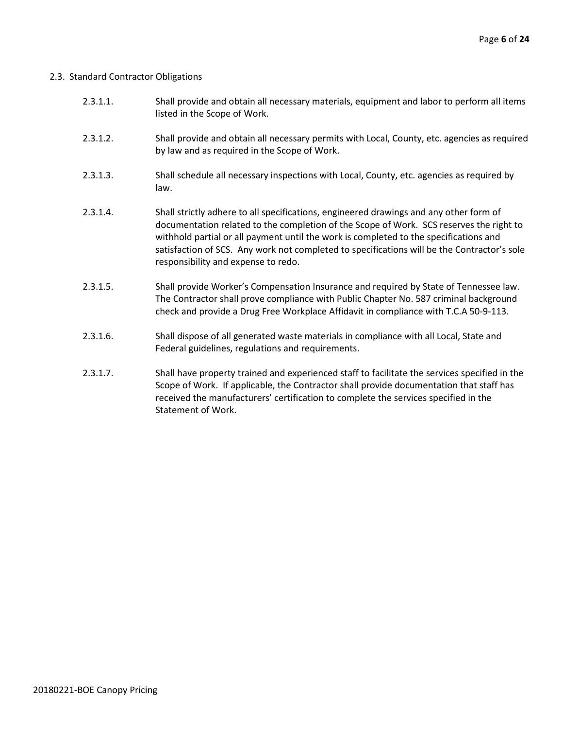## 2.3. Standard Contractor Obligations

2.3.1.1. Shall provide and obtain all necessary materials, equipment and labor to perform all items listed in the Scope of Work.

2.3.1.2. Shall provide and obtain all necessary permits with Local, County, etc. agencies as required by law and as required in the Scope of Work.

2.3.1.3. Shall schedule all necessary inspections with Local, County, etc. agencies as required by law.

2.3.1.4. Shall strictly adhere to all specifications, engineered drawings and any other form of documentation related to the completion of the Scope of Work. SCS reserves the right to withhold partial or all payment until the work is completed to the specifications and satisfaction of SCS. Any work not completed to specifications will be the Contractor's sole responsibility and expense to redo.

2.3.1.5. Shall provide Worker's Compensation Insurance and required by State of Tennessee law. The Contractor shall prove compliance with Public Chapter No. 587 criminal background check and provide a Drug Free Workplace Affidavit in compliance with T.C.A 50-9-113.

2.3.1.6. Shall dispose of all generated waste materials in compliance with all Local, State and Federal guidelines, regulations and requirements.

2.3.1.7. Shall have property trained and experienced staff to facilitate the services specified in the Scope of Work. If applicable, the Contractor shall provide documentation that staff has received the manufacturers' certification to complete the services specified in the Statement of Work.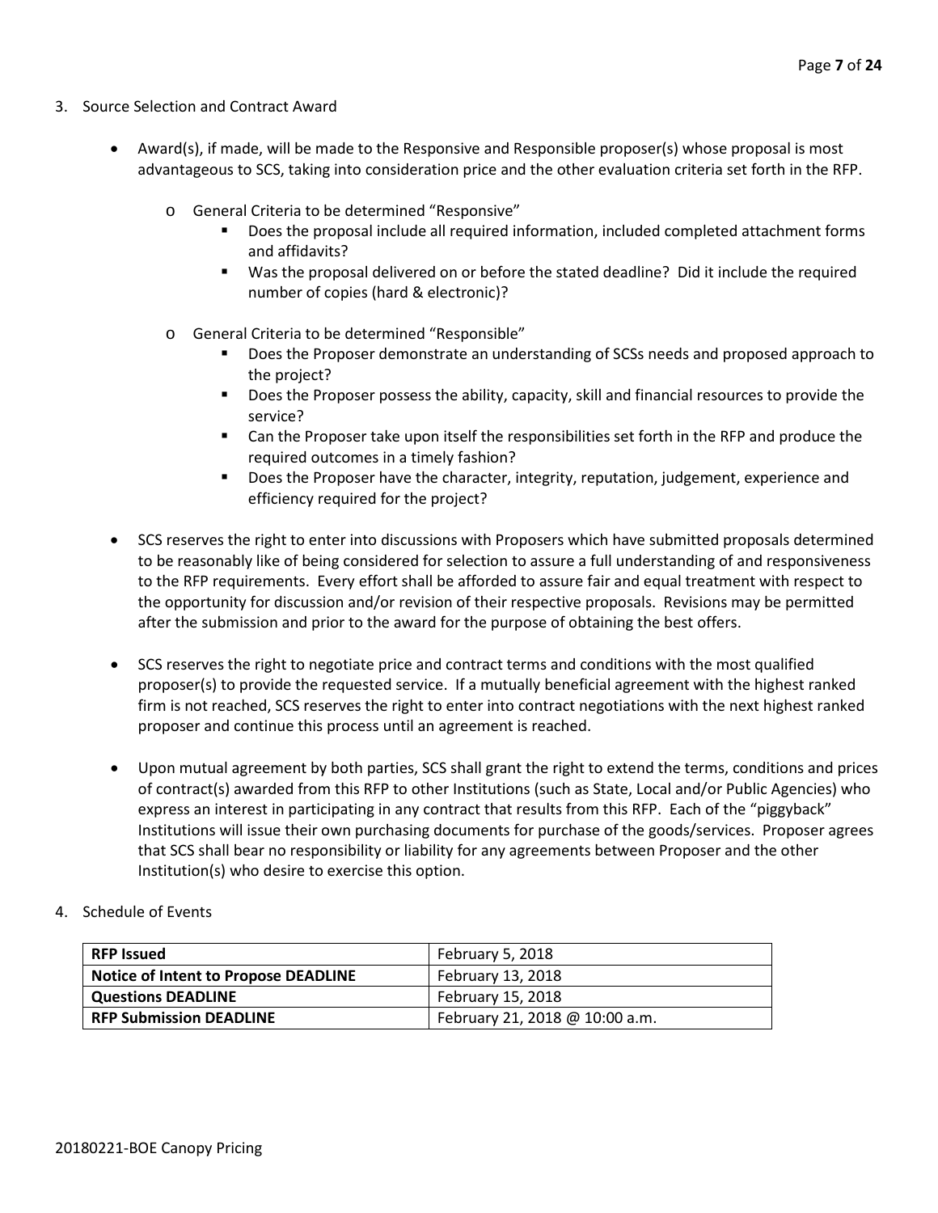3. Source Selection and Contract Award

   - Award(s), if made, will be made to the Responsive and Responsible proposer(s) whose proposal is most advantageous to SCS, taking into consideration price and the other evaluation criteria set forth in the RFP.
     - General Criteria to be determined "Responsive"
       - Does the proposal include all required information, included completed attachment forms and affidavits?
       - Was the proposal delivered on or before the stated deadline? Did it include the required number of copies (hard & electronic)?
     - General Criteria to be determined "Responsible"
       - Does the Proposer demonstrate an understanding of SCSs needs and proposed approach to the project?
       - Does the Proposer possess the ability, capacity, skill and financial resources to provide the service?
       - Can the Proposer take upon itself the responsibilities set forth in the RFP and produce the required outcomes in a timely fashion?
       - Does the Proposer have the character, integrity, reputation, judgement, experience and efficiency required for the project?
   - SCS reserves the right to enter into discussions with Proposers which have submitted proposals determined to be reasonably like of being considered for selection to assure a full understanding of and responsiveness to the RFP requirements. Every effort shall be afforded to assure fair and equal treatment with respect to the opportunity for discussion and/or revision of their respective proposals. Revisions may be permitted after the submission and prior to the award for the purpose of obtaining the best offers.
   - SCS reserves the right to negotiate price and contract terms and conditions with the most qualified proposer(s) to provide the requested service. If a mutually beneficial agreement with the highest ranked firm is not reached, SCS reserves the right to enter into contract negotiations with the next highest ranked proposer and continue this process until an agreement is reached.
   - Upon mutual agreement by both parties, SCS shall grant the right to extend the terms, conditions and prices of contract(s) awarded from this RFP to other Institutions (such as State, Local and/or Public Agencies) who express an interest in participating in any contract that results from this RFP. Each of the "piggyback" Institutions will issue their own purchasing documents for purchase of the goods/services. Proposer agrees that SCS shall bear no responsibility or liability for any agreements between Proposer and the other Institution(s) who desire to exercise this option.

4. Schedule of Events

| **RFP Issued** | February 5, 2018 |
|---|---|
| **Notice of Intent to Propose DEADLINE** | February 13, 2018 |
| **Questions DEADLINE** | February 15, 2018 |
| **RFP Submission DEADLINE** | February 21, 2018 @ 10:00 a.m. |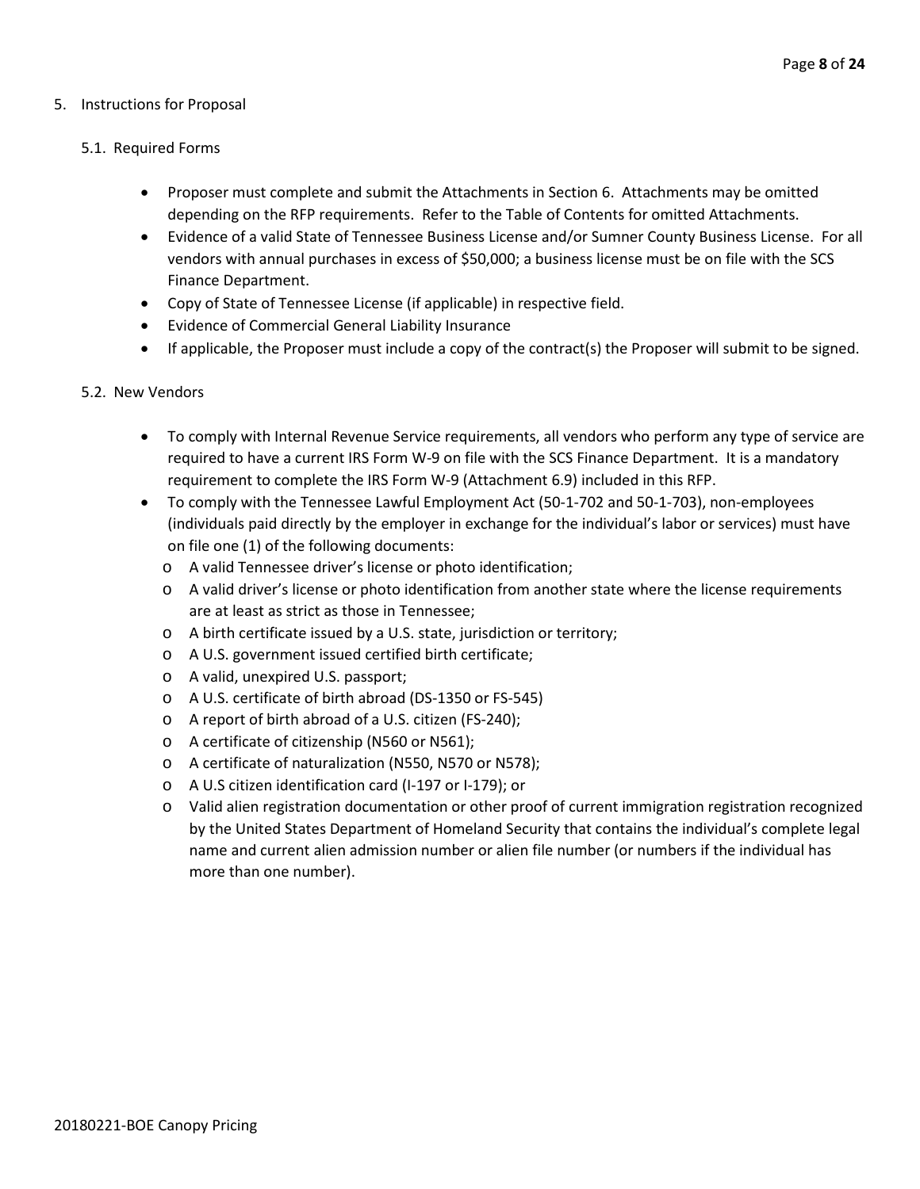## 5. Instructions for Proposal

### 5.1. Required Forms

- Proposer must complete and submit the Attachments in Section 6. Attachments may be omitted depending on the RFP requirements. Refer to the Table of Contents for omitted Attachments.
- Evidence of a valid State of Tennessee Business License and/or Sumner County Business License. For all vendors with annual purchases in excess of $50,000; a business license must be on file with the SCS Finance Department.
- Copy of State of Tennessee License (if applicable) in respective field.
- Evidence of Commercial General Liability Insurance
- If applicable, the Proposer must include a copy of the contract(s) the Proposer will submit to be signed.

### 5.2. New Vendors

- To comply with Internal Revenue Service requirements, all vendors who perform any type of service are required to have a current IRS Form W-9 on file with the SCS Finance Department. It is a mandatory requirement to complete the IRS Form W-9 (Attachment 6.9) included in this RFP.
- To comply with the Tennessee Lawful Employment Act (50-1-702 and 50-1-703), non-employees (individuals paid directly by the employer in exchange for the individual's labor or services) must have on file one (1) of the following documents:
  - A valid Tennessee driver's license or photo identification;
  - A valid driver's license or photo identification from another state where the license requirements are at least as strict as those in Tennessee;
  - A birth certificate issued by a U.S. state, jurisdiction or territory;
  - A U.S. government issued certified birth certificate;
  - A valid, unexpired U.S. passport;
  - A U.S. certificate of birth abroad (DS-1350 or FS-545)
  - A report of birth abroad of a U.S. citizen (FS-240);
  - A certificate of citizenship (N560 or N561);
  - A certificate of naturalization (N550, N570 or N578);
  - A U.S citizen identification card (I-197 or I-179); or
  - Valid alien registration documentation or other proof of current immigration registration recognized by the United States Department of Homeland Security that contains the individual's complete legal name and current alien admission number or alien file number (or numbers if the individual has more than one number).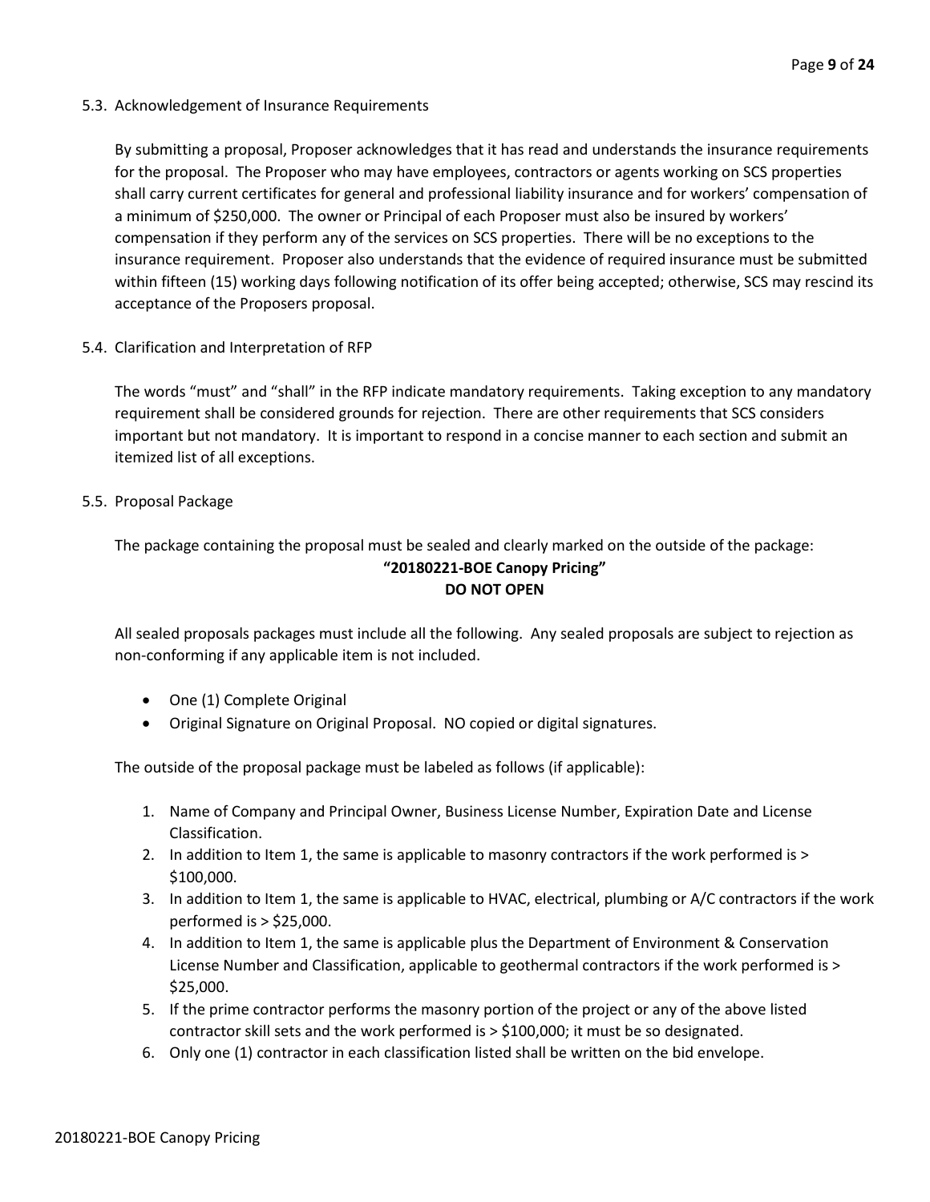### 5.3. Acknowledgement of Insurance Requirements

By submitting a proposal, Proposer acknowledges that it has read and understands the insurance requirements for the proposal. The Proposer who may have employees, contractors or agents working on SCS properties shall carry current certificates for general and professional liability insurance and for workers' compensation of a minimum of $250,000. The owner or Principal of each Proposer must also be insured by workers' compensation if they perform any of the services on SCS properties. There will be no exceptions to the insurance requirement. Proposer also understands that the evidence of required insurance must be submitted within fifteen (15) working days following notification of its offer being accepted; otherwise, SCS may rescind its acceptance of the Proposers proposal.

### 5.4. Clarification and Interpretation of RFP

The words "must" and "shall" in the RFP indicate mandatory requirements. Taking exception to any mandatory requirement shall be considered grounds for rejection. There are other requirements that SCS considers important but not mandatory. It is important to respond in a concise manner to each section and submit an itemized list of all exceptions.

### 5.5. Proposal Package

The package containing the proposal must be sealed and clearly marked on the outside of the package:

**"20180221-BOE Canopy Pricing"**
**DO NOT OPEN**

All sealed proposals packages must include all the following. Any sealed proposals are subject to rejection as non-conforming if any applicable item is not included.

- One (1) Complete Original
- Original Signature on Original Proposal. NO copied or digital signatures.

The outside of the proposal package must be labeled as follows (if applicable):

1. Name of Company and Principal Owner, Business License Number, Expiration Date and License Classification.
2. In addition to Item 1, the same is applicable to masonry contractors if the work performed is > $100,000.
3. In addition to Item 1, the same is applicable to HVAC, electrical, plumbing or A/C contractors if the work performed is > $25,000.
4. In addition to Item 1, the same is applicable plus the Department of Environment & Conservation License Number and Classification, applicable to geothermal contractors if the work performed is > $25,000.
5. If the prime contractor performs the masonry portion of the project or any of the above listed contractor skill sets and the work performed is > $100,000; it must be so designated.
6. Only one (1) contractor in each classification listed shall be written on the bid envelope.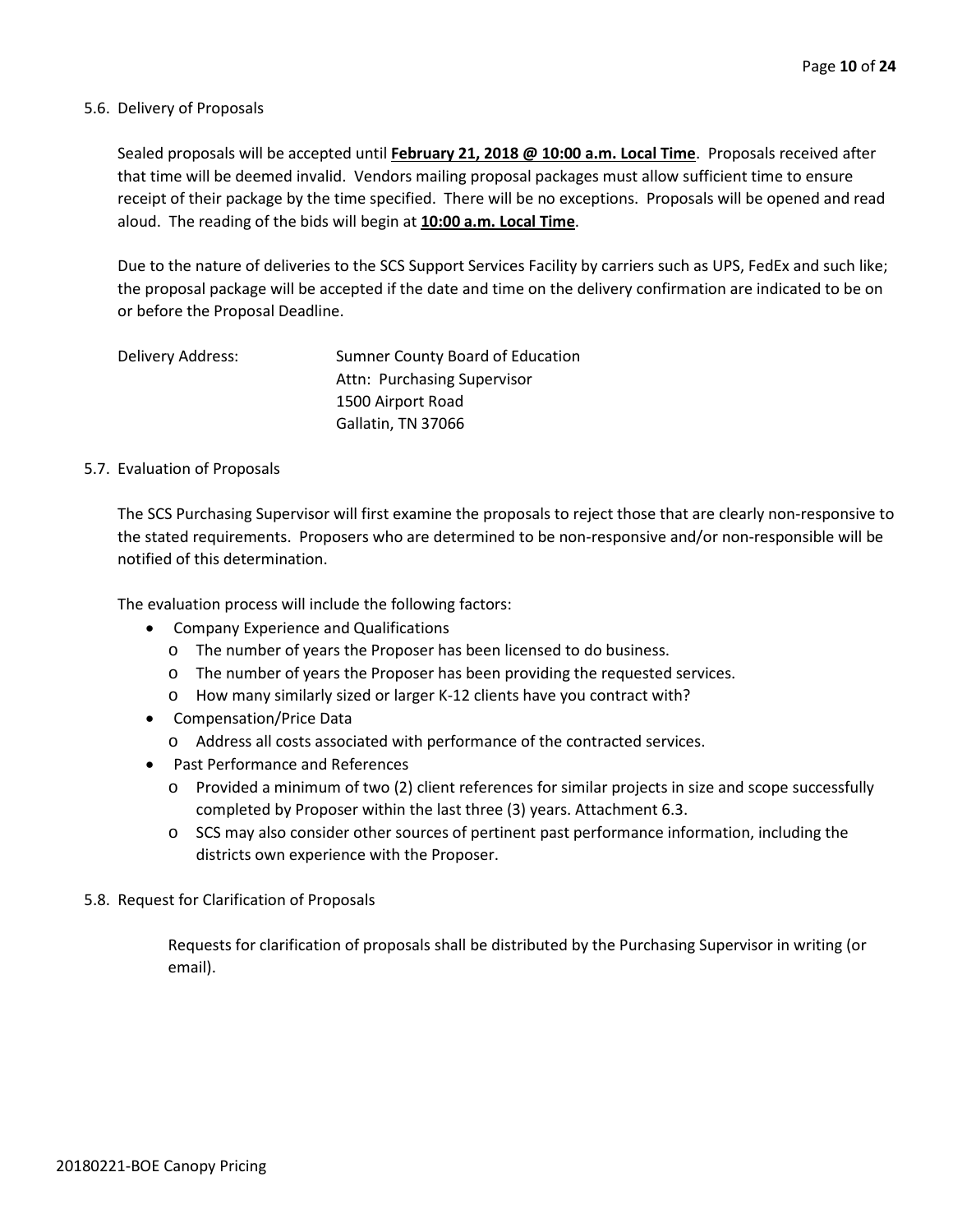5.6. Delivery of Proposals

Sealed proposals will be accepted until **February 21, 2018 @ 10:00 a.m. Local Time**. Proposals received after that time will be deemed invalid. Vendors mailing proposal packages must allow sufficient time to ensure receipt of their package by the time specified. There will be no exceptions. Proposals will be opened and read aloud. The reading of the bids will begin at **10:00 a.m. Local Time**.

Due to the nature of deliveries to the SCS Support Services Facility by carriers such as UPS, FedEx and such like; the proposal package will be accepted if the date and time on the delivery confirmation are indicated to be on or before the Proposal Deadline.

Delivery Address:

Sumner County Board of Education
Attn: Purchasing Supervisor
1500 Airport Road
Gallatin, TN 37066

5.7. Evaluation of Proposals

The SCS Purchasing Supervisor will first examine the proposals to reject those that are clearly non-responsive to the stated requirements. Proposers who are determined to be non-responsive and/or non-responsible will be notified of this determination.

The evaluation process will include the following factors:

- Company Experience and Qualifications
  - The number of years the Proposer has been licensed to do business.
  - The number of years the Proposer has been providing the requested services.
  - How many similarly sized or larger K-12 clients have you contract with?
- Compensation/Price Data
  - Address all costs associated with performance of the contracted services.
- Past Performance and References
  - Provided a minimum of two (2) client references for similar projects in size and scope successfully completed by Proposer within the last three (3) years. Attachment 6.3.
  - SCS may also consider other sources of pertinent past performance information, including the districts own experience with the Proposer.

5.8. Request for Clarification of Proposals

Requests for clarification of proposals shall be distributed by the Purchasing Supervisor in writing (or email).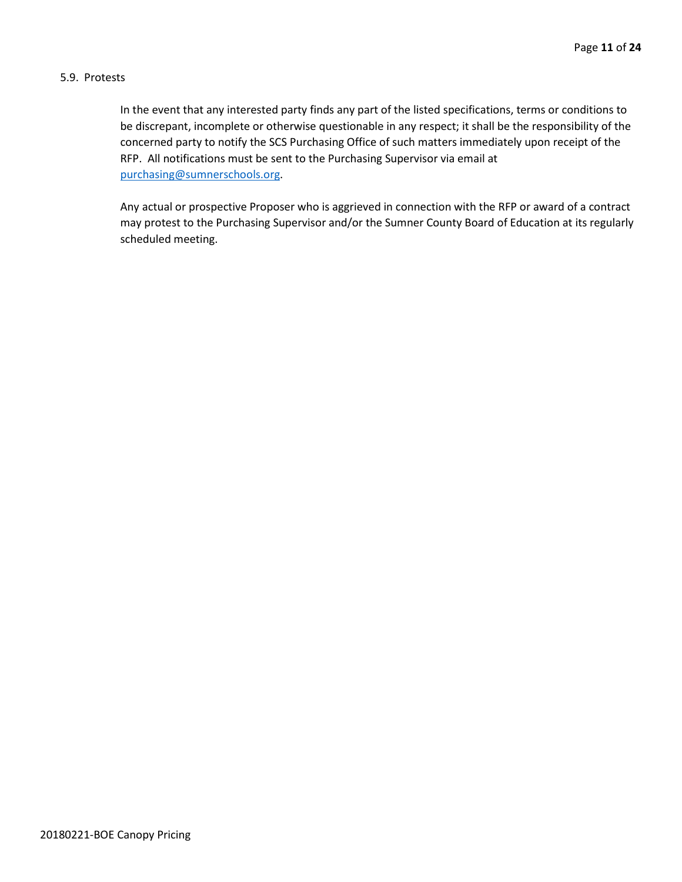### 5.9. Protests

In the event that any interested party finds any part of the listed specifications, terms or conditions to be discrepant, incomplete or otherwise questionable in any respect; it shall be the responsibility of the concerned party to notify the SCS Purchasing Office of such matters immediately upon receipt of the RFP. All notifications must be sent to the Purchasing Supervisor via email at purchasing@sumnerschools.org.

Any actual or prospective Proposer who is aggrieved in connection with the RFP or award of a contract may protest to the Purchasing Supervisor and/or the Sumner County Board of Education at its regularly scheduled meeting.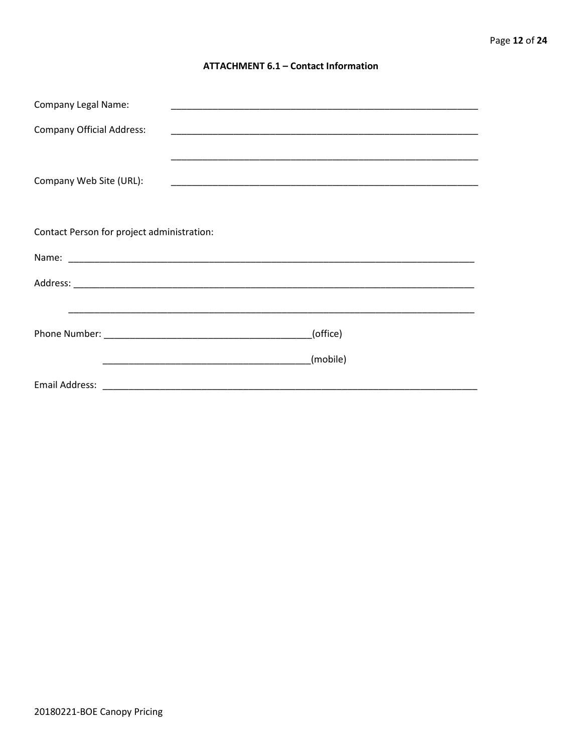## ATTACHMENT 6.1 – Contact Information

Company Legal Name: ____________________________________________________________

Company Official Address: ____________________________________________________________

____________________________________________________________

Company Web Site (URL): ____________________________________________________________

Contact Person for project administration:

Name: ________________________________________________________________________________

Address: ______________________________________________________________________________

______________________________________________________________________________

Phone Number: ________________________________________(office)

________________________________________(mobile)

Email Address: __________________________________________________________________________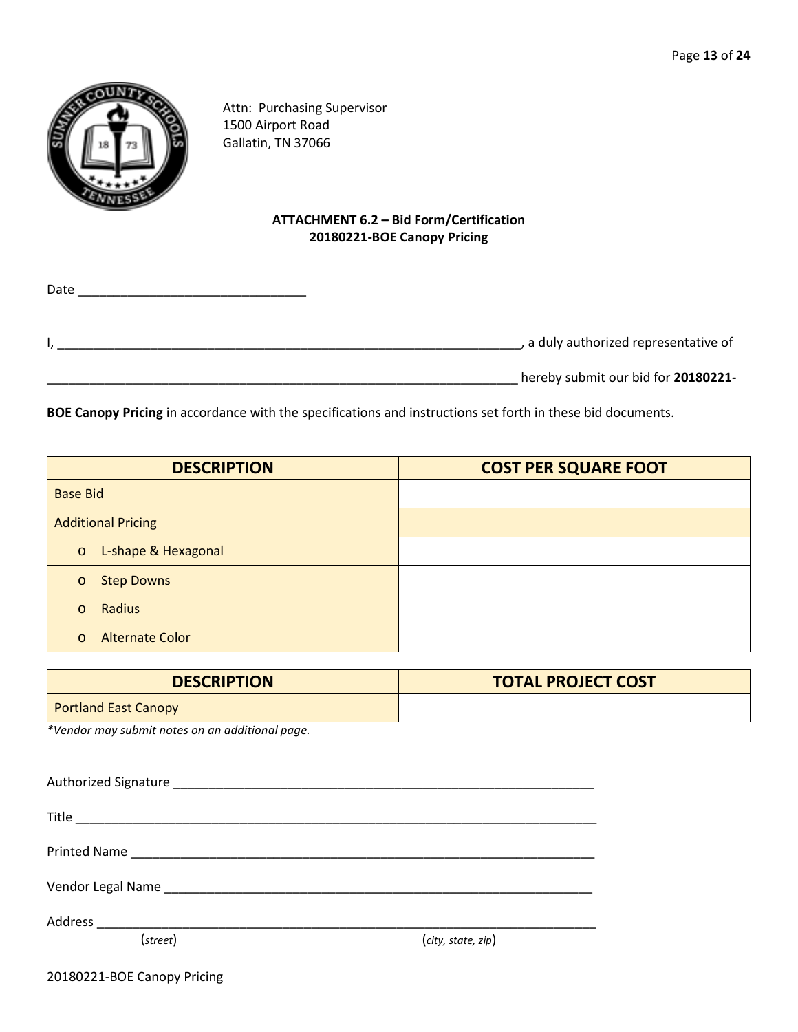Attn: Purchasing Supervisor
1500 Airport Road
Gallatin, TN 37066

**ATTACHMENT 6.2 – Bid Form/Certification**
**20180221-BOE Canopy Pricing**

Date ________________________________

I, ______________________________________________________________________, a duly authorized representative of

______________________________________________________________________ hereby submit our bid for **20180221-BOE Canopy Pricing** in accordance with the specifications and instructions set forth in these bid documents.

| DESCRIPTION | COST PER SQUARE FOOT |
|---|---|
| Base Bid | |
| Additional Pricing | |
| o L-shape & Hexagonal | |
| o Step Downs | |
| o Radius | |
| o Alternate Color | |

| DESCRIPTION | TOTAL PROJECT COST |
|---|---|
| Portland East Canopy | |

**Vendor may submit notes on an additional page.*

Authorized Signature ______________________________________________________________

Title ___________________________________________________________________________

Printed Name ____________________________________________________________________

Vendor Legal Name ______________________________________________________________

Address _________________________________________________________________________
(*street*) (*city, state, zip*)

20180221-BOE Canopy Pricing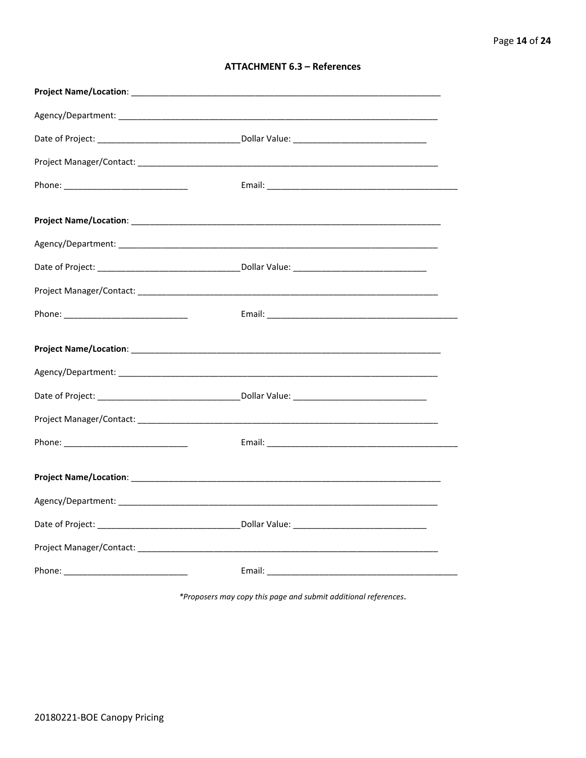**ATTACHMENT 6.3 – References**

**Project Name/Location**: ____________________________________________________________________

Agency/Department: ____________________________________________________________________

Date of Project: ______________________________Dollar Value: ____________________________

Project Manager/Contact: __________________________________________________________________

Phone: ___________________________ Email: ________________________________________

**Project Name/Location**: ____________________________________________________________________

Agency/Department: ____________________________________________________________________

Date of Project: ______________________________Dollar Value: ____________________________

Project Manager/Contact: __________________________________________________________________

Phone: ___________________________ Email: ________________________________________

**Project Name/Location**: ____________________________________________________________________

Agency/Department: ____________________________________________________________________

Date of Project: ______________________________Dollar Value: ____________________________

Project Manager/Contact: __________________________________________________________________

Phone: ___________________________ Email: ________________________________________

**Project Name/Location**: ____________________________________________________________________

Agency/Department: ____________________________________________________________________

Date of Project: ______________________________Dollar Value: ____________________________

Project Manager/Contact: __________________________________________________________________

Phone: ___________________________ Email: ________________________________________

*\*Proposers may copy this page and submit additional references.*

20180221-BOE Canopy Pricing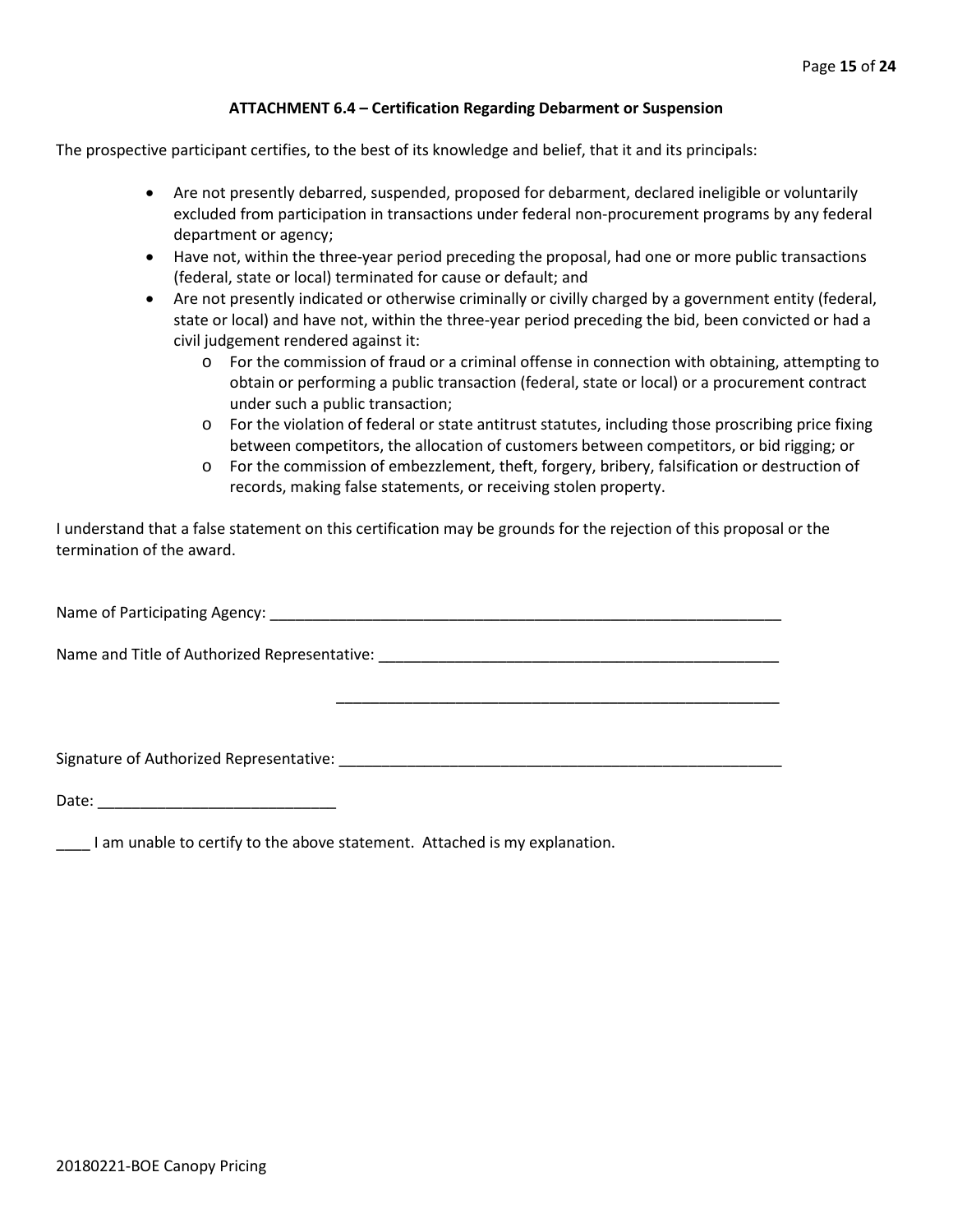## ATTACHMENT 6.4 – Certification Regarding Debarment or Suspension

The prospective participant certifies, to the best of its knowledge and belief, that it and its principals:

- Are not presently debarred, suspended, proposed for debarment, declared ineligible or voluntarily excluded from participation in transactions under federal non-procurement programs by any federal department or agency;
- Have not, within the three-year period preceding the proposal, had one or more public transactions (federal, state or local) terminated for cause or default; and
- Are not presently indicated or otherwise criminally or civilly charged by a government entity (federal, state or local) and have not, within the three-year period preceding the bid, been convicted or had a civil judgement rendered against it:
  - For the commission of fraud or a criminal offense in connection with obtaining, attempting to obtain or performing a public transaction (federal, state or local) or a procurement contract under such a public transaction;
  - For the violation of federal or state antitrust statutes, including those proscribing price fixing between competitors, the allocation of customers between competitors, or bid rigging; or
  - For the commission of embezzlement, theft, forgery, bribery, falsification or destruction of records, making false statements, or receiving stolen property.

I understand that a false statement on this certification may be grounds for the rejection of this proposal or the termination of the award.

Name of Participating Agency: _______________________________________________________________

Name and Title of Authorized Representative: _________________________________________________

_______________________________________________________

Signature of Authorized Representative: _______________________________________________________

Date: ____________________________

____ I am unable to certify to the above statement. Attached is my explanation.

20180221-BOE Canopy Pricing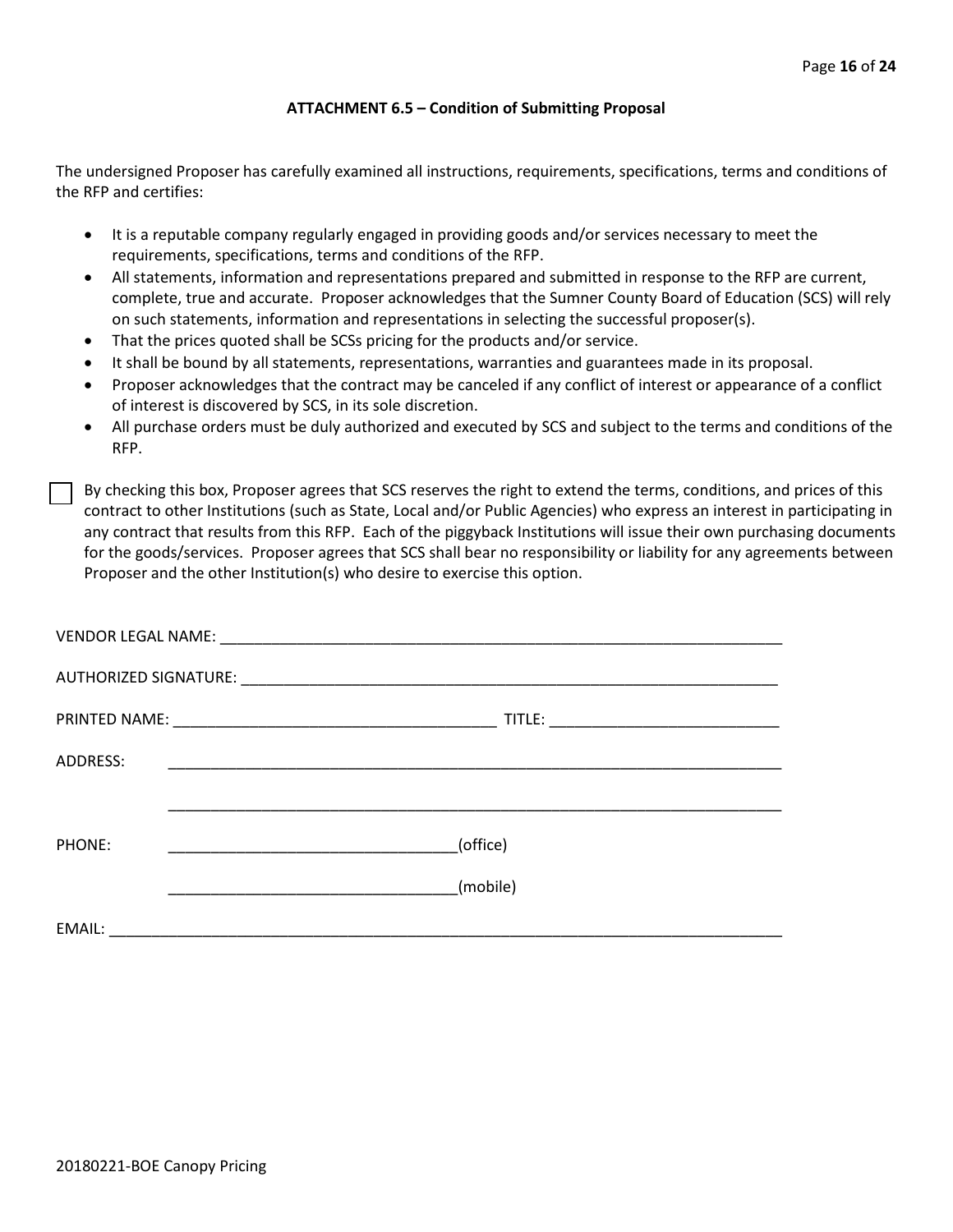## ATTACHMENT 6.5 – Condition of Submitting Proposal

The undersigned Proposer has carefully examined all instructions, requirements, specifications, terms and conditions of the RFP and certifies:

- It is a reputable company regularly engaged in providing goods and/or services necessary to meet the requirements, specifications, terms and conditions of the RFP.
- All statements, information and representations prepared and submitted in response to the RFP are current, complete, true and accurate. Proposer acknowledges that the Sumner County Board of Education (SCS) will rely on such statements, information and representations in selecting the successful proposer(s).
- That the prices quoted shall be SCSs pricing for the products and/or service.
- It shall be bound by all statements, representations, warranties and guarantees made in its proposal.
- Proposer acknowledges that the contract may be canceled if any conflict of interest or appearance of a conflict of interest is discovered by SCS, in its sole discretion.
- All purchase orders must be duly authorized and executed by SCS and subject to the terms and conditions of the RFP.

☐ By checking this box, Proposer agrees that SCS reserves the right to extend the terms, conditions, and prices of this contract to other Institutions (such as State, Local and/or Public Agencies) who express an interest in participating in any contract that results from this RFP. Each of the piggyback Institutions will issue their own purchasing documents for the goods/services. Proposer agrees that SCS shall bear no responsibility or liability for any agreements between Proposer and the other Institution(s) who desire to exercise this option.

VENDOR LEGAL NAME: ______________________________________________________________________

AUTHORIZED SIGNATURE: __________________________________________________________________

PRINTED NAME: ____________________________________ TITLE: __________________________

ADDRESS: _________________________________________________________________________

_________________________________________________________________________

PHONE: _________________________________(office)

_________________________________(mobile)

EMAIL: ___________________________________________________________________________

20180221-BOE Canopy Pricing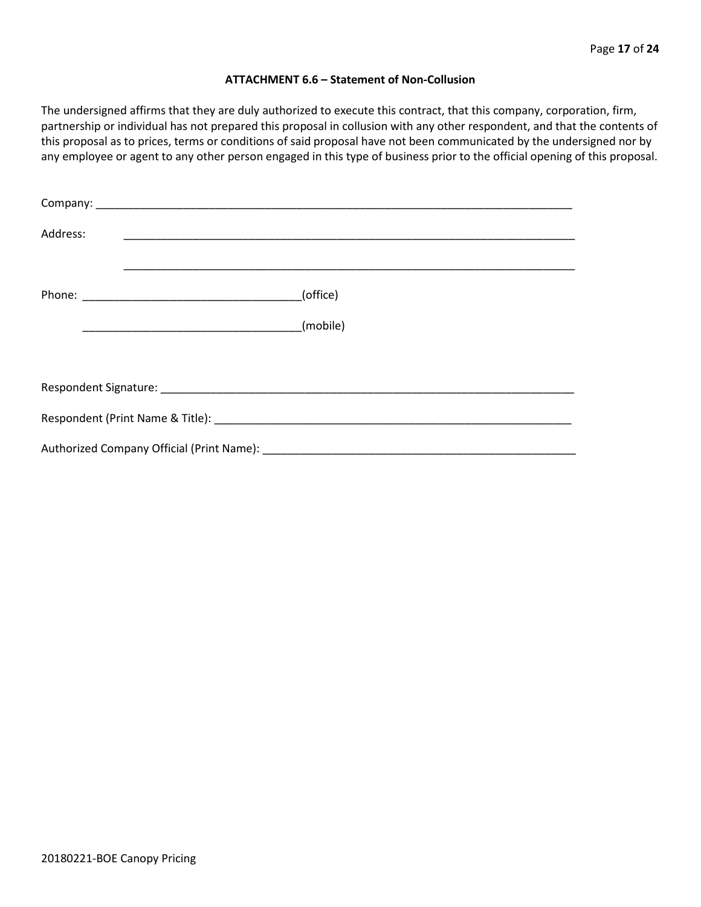### ATTACHMENT 6.6 – Statement of Non-Collusion

The undersigned affirms that they are duly authorized to execute this contract, that this company, corporation, firm, partnership or individual has not prepared this proposal in collusion with any other respondent, and that the contents of this proposal as to prices, terms or conditions of said proposal have not been communicated by the undersigned nor by any employee or agent to any other person engaged in this type of business prior to the official opening of this proposal.

Company: ___________________________________________________________________________

Address: ___________________________________________________________________________

___________________________________________________________________________

Phone: ___________________________________(office)

___________________________________(mobile)

Respondent Signature: _____________________________________________________________

Respondent (Print Name & Title): ____________________________________________________

Authorized Company Official (Print Name): ____________________________________________

20180221-BOE Canopy Pricing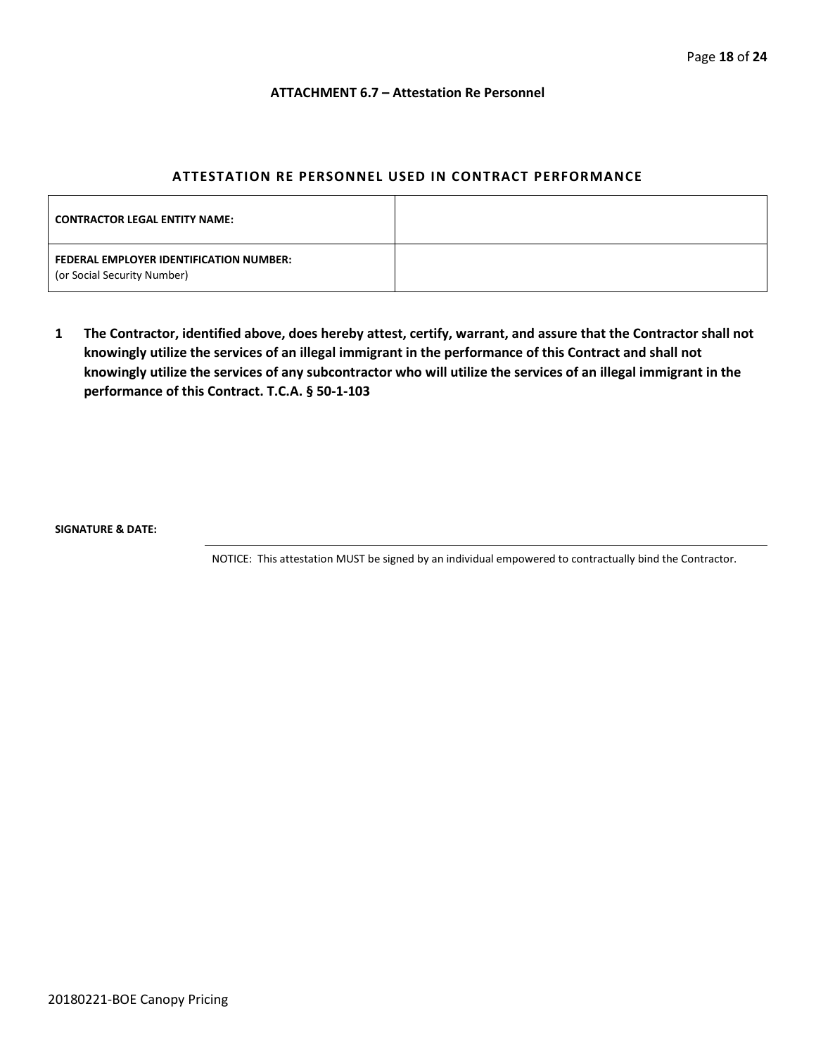### ATTACHMENT 6.7 – Attestation Re Personnel

## ATTESTATION RE PERSONNEL USED IN CONTRACT PERFORMANCE

| | |
|---|---|
| **CONTRACTOR LEGAL ENTITY NAME:** | |
| **FEDERAL EMPLOYER IDENTIFICATION NUMBER:** (or Social Security Number) | |

**1 The Contractor, identified above, does hereby attest, certify, warrant, and assure that the Contractor shall not knowingly utilize the services of an illegal immigrant in the performance of this Contract and shall not knowingly utilize the services of any subcontractor who will utilize the services of an illegal immigrant in the performance of this Contract. T.C.A. § 50-1-103**

**SIGNATURE & DATE:**

NOTICE: This attestation MUST be signed by an individual empowered to contractually bind the Contractor.

20180221-BOE Canopy Pricing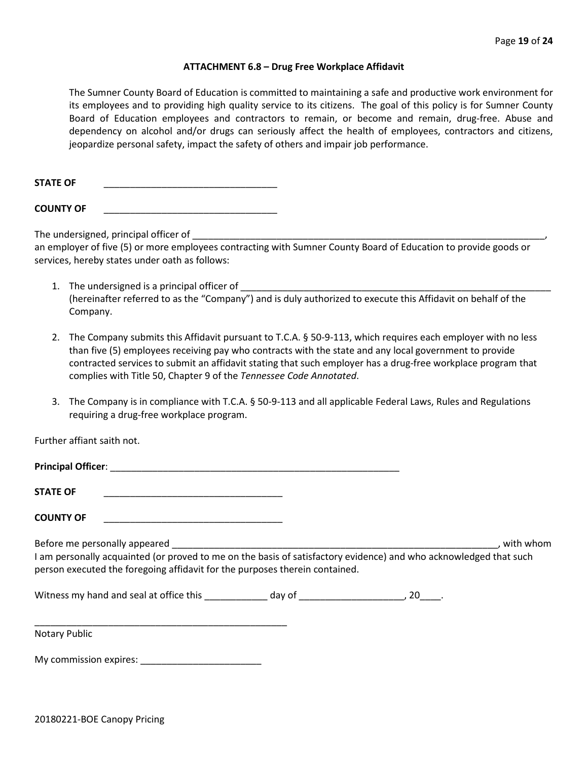## ATTACHMENT 6.8 – Drug Free Workplace Affidavit

The Sumner County Board of Education is committed to maintaining a safe and productive work environment for its employees and to providing high quality service to its citizens. The goal of this policy is for Sumner County Board of Education employees and contractors to remain, or become and remain, drug-free. Abuse and dependency on alcohol and/or drugs can seriously affect the health of employees, contractors and citizens, jeopardize personal safety, impact the safety of others and impair job performance.

**STATE OF** ________________________________

**COUNTY OF** ________________________________

The undersigned, principal officer of ______________________________________________________________________, an employer of five (5) or more employees contracting with Sumner County Board of Education to provide goods or services, hereby states under oath as follows:

1. The undersigned is a principal officer of ____________________________________________________________ (hereinafter referred to as the "Company") and is duly authorized to execute this Affidavit on behalf of the Company.

2. The Company submits this Affidavit pursuant to T.C.A. § 50-9-113, which requires each employer with no less than five (5) employees receiving pay who contracts with the state and any local government to provide contracted services to submit an affidavit stating that such employer has a drug-free workplace program that complies with Title 50, Chapter 9 of the *Tennessee Code Annotated*.

3. The Company is in compliance with T.C.A. § 50-9-113 and all applicable Federal Laws, Rules and Regulations requiring a drug-free workplace program.

Further affiant saith not.

**Principal Officer**: _______________________________________________________

**STATE OF** __________________________________

**COUNTY OF** __________________________________

Before me personally appeared _________________________________________________________________, with whom I am personally acquainted (or proved to me on the basis of satisfactory evidence) and who acknowledged that such person executed the foregoing affidavit for the purposes therein contained.

Witness my hand and seal at office this ____________ day of ____________________, 20____.

__________________________________________________

Notary Public

My commission expires: _______________________

20180221-BOE Canopy Pricing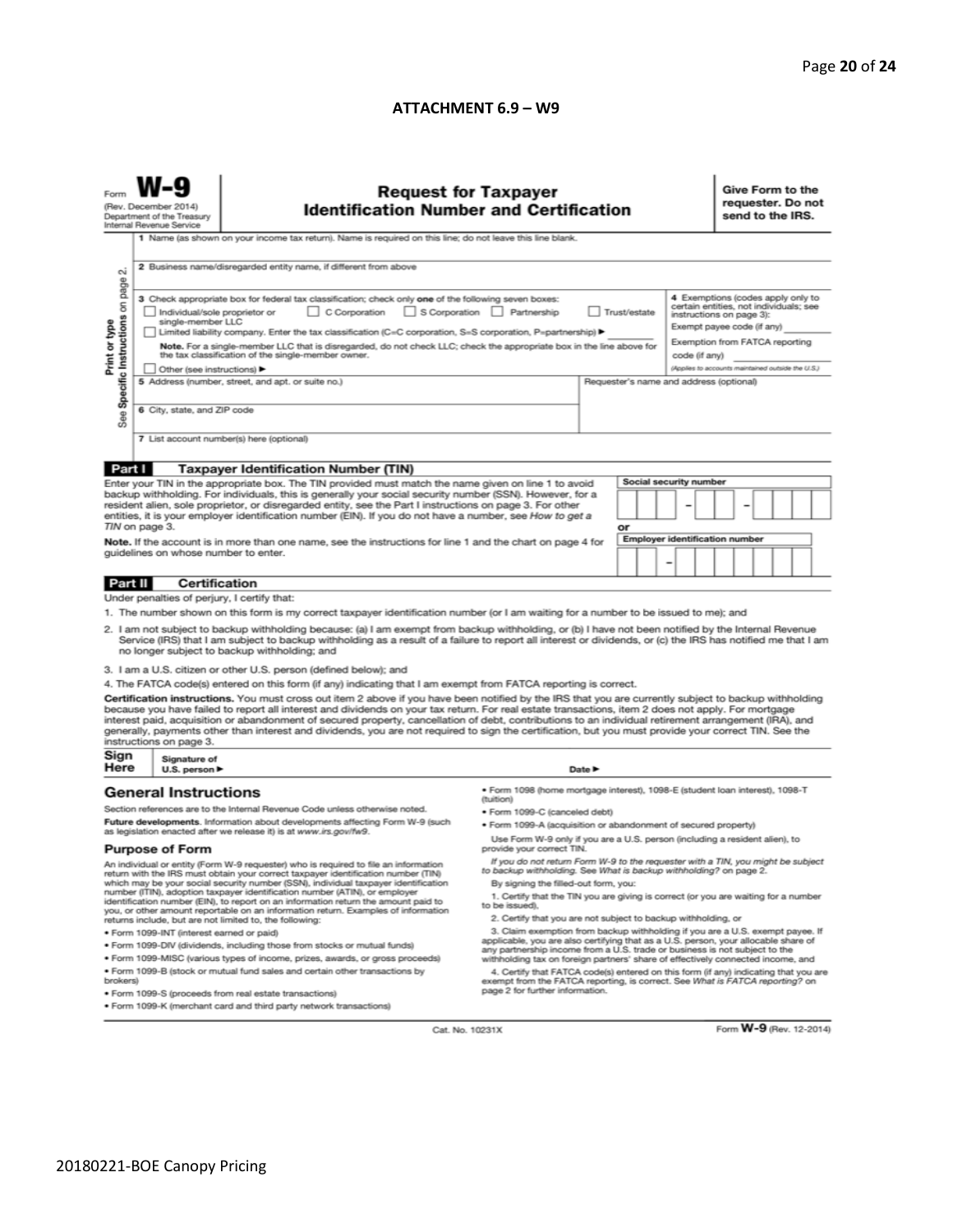## ATTACHMENT 6.9 – W9

Form **W-9**
(Rev. December 2014)
Department of the Treasury
Internal Revenue Service

# Request for Taxpayer Identification Number and Certification

**Give Form to the requester. Do not send to the IRS.**

Print or type
See Specific Instructions on page 2.

1 Name (as shown on your income tax return). Name is required on this line; do not leave this line blank.

2 Business name/disregarded entity name, if different from above

3 Check appropriate box for federal tax classification; check only **one** of the following seven boxes:

☐ Individual/sole proprietor or single-member LLC ☐ C Corporation ☐ S Corporation ☐ Partnership ☐ Trust/estate

☐ Limited liability company. Enter the tax classification (C=C corporation, S=S corporation, P=partnership) ► ________

**Note.** For a single-member LLC that is disregarded, do not check LLC; check the appropriate box in the line above for the tax classification of the single-member owner.

☐ Other (see instructions) ►

4 Exemptions (codes apply only to certain entities, not individuals; see instructions on page 3):

Exempt payee code (if any) ________

Exemption from FATCA reporting code (if any) ________

*(Applies to accounts maintained outside the U.S.)*

5 Address (number, street, and apt. or suite no.)

Requester's name and address (optional)

6 City, state, and ZIP code

7 List account number(s) here (optional)

## Part I Taxpayer Identification Number (TIN)

Enter your TIN in the appropriate box. The TIN provided must match the name given on line 1 to avoid backup withholding. For individuals, this is generally your social security number (SSN). However, for a resident alien, sole proprietor, or disregarded entity, see the Part I instructions on page 3. For other entities, it is your employer identification number (EIN). If you do not have a number, see *How to get a TIN* on page 3.

**Note.** If the account is in more than one name, see the instructions for line 1 and the chart on page 4 for guidelines on whose number to enter.

**Social security number**

| | | | – | | | – | | | | |
|---|---|---|---|---|---|---|---|---|---|---|

or

**Employer identification number**

| | | – | | | | | | | |
|---|---|---|---|---|---|---|---|---|---|

## Part II Certification

Under penalties of perjury, I certify that:

1. The number shown on this form is my correct taxpayer identification number (or I am waiting for a number to be issued to me); and
2. I am not subject to backup withholding because: (a) I am exempt from backup withholding, or (b) I have not been notified by the Internal Revenue Service (IRS) that I am subject to backup withholding as a result of a failure to report all interest or dividends, or (c) the IRS has notified me that I am no longer subject to backup withholding; and
3. I am a U.S. citizen or other U.S. person (defined below); and
4. The FATCA code(s) entered on this form (if any) indicating that I am exempt from FATCA reporting is correct.

**Certification instructions.** You must cross out item 2 above if you have been notified by the IRS that you are currently subject to backup withholding because you have failed to report all interest and dividends on your tax return. For real estate transactions, item 2 does not apply. For mortgage interest paid, acquisition or abandonment of secured property, cancellation of debt, contributions to an individual retirement arrangement (IRA), and generally, payments other than interest and dividends, you are not required to sign the certification, but you must provide your correct TIN. See the instructions on page 3.

**Sign Here** Signature of U.S. person ► Date ►

## General Instructions

Section references are to the Internal Revenue Code unless otherwise noted.

**Future developments.** Information about developments affecting Form W-9 (such as legislation enacted after we release it) is at *www.irs.gov/fw9*.

### Purpose of Form

An individual or entity (Form W-9 requester) who is required to file an information return with the IRS must obtain your correct taxpayer identification number (TIN) which may be your social security number (SSN), individual taxpayer identification number (ITIN), adoption taxpayer identification number (ATIN), or employer identification number (EIN), to report on an information return the amount paid to you, or other amount reportable on an information return. Examples of information returns include, but are not limited to, the following:

- Form 1099-INT (interest earned or paid)
- Form 1099-DIV (dividends, including those from stocks or mutual funds)
- Form 1099-MISC (various types of income, prizes, awards, or gross proceeds)
- Form 1099-B (stock or mutual fund sales and certain other transactions by brokers)
- Form 1099-S (proceeds from real estate transactions)
- Form 1099-K (merchant card and third party network transactions)
- Form 1098 (home mortgage interest), 1098-E (student loan interest), 1098-T (tuition)
- Form 1099-C (canceled debt)
- Form 1099-A (acquisition or abandonment of secured property)

Use Form W-9 only if you are a U.S. person (including a resident alien), to provide your correct TIN.

*If you do not return Form W-9 to the requester with a TIN, you might be subject to backup withholding. See What is backup withholding? on page 2.*

By signing the filled-out form, you:

1. Certify that the TIN you are giving is correct (or you are waiting for a number to be issued),
2. Certify that you are not subject to backup withholding, or
3. Claim exemption from backup withholding if you are a U.S. exempt payee. If applicable, you are also certifying that as a U.S. person, your allocable share of any partnership income from a U.S. trade or business is not subject to the withholding tax on foreign partners' share of effectively connected income, and
4. Certify that FATCA code(s) entered on this form (if any) indicating that you are exempt from the FATCA reporting, is correct. See *What is FATCA reporting?* on page 2 for further information.

Cat. No. 10231X Form **W-9** (Rev. 12-2014)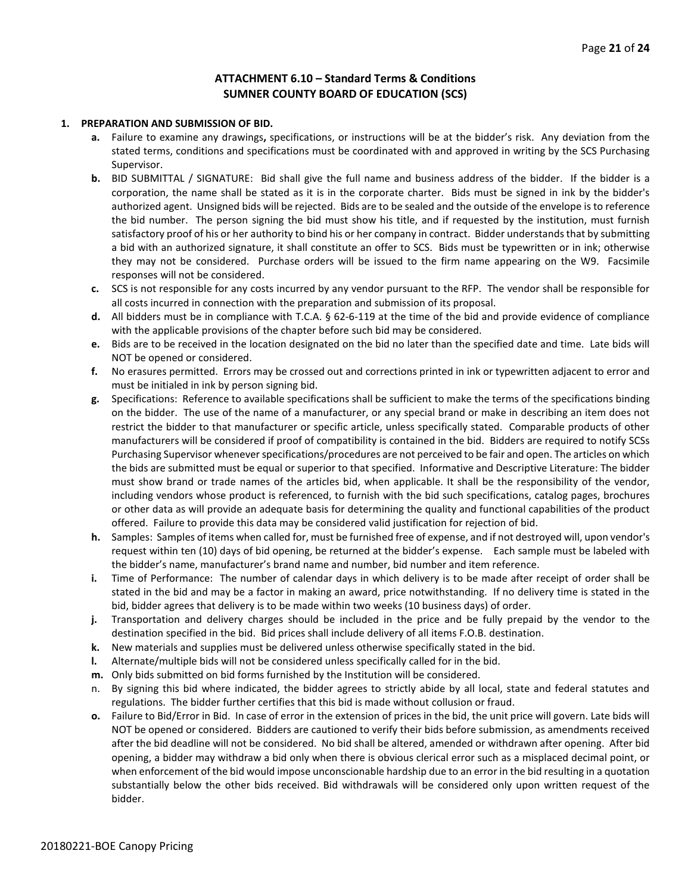## ATTACHMENT 6.10 – Standard Terms & Conditions
## SUMNER COUNTY BOARD OF EDUCATION (SCS)

**1. PREPARATION AND SUBMISSION OF BID.**

- **a.** Failure to examine any drawings**,** specifications, or instructions will be at the bidder's risk. Any deviation from the stated terms, conditions and specifications must be coordinated with and approved in writing by the SCS Purchasing Supervisor.
- **b.** BID SUBMITTAL / SIGNATURE: Bid shall give the full name and business address of the bidder. If the bidder is a corporation, the name shall be stated as it is in the corporate charter. Bids must be signed in ink by the bidder's authorized agent. Unsigned bids will be rejected. Bids are to be sealed and the outside of the envelope is to reference the bid number. The person signing the bid must show his title, and if requested by the institution, must furnish satisfactory proof of his or her authority to bind his or her company in contract. Bidder understands that by submitting a bid with an authorized signature, it shall constitute an offer to SCS. Bids must be typewritten or in ink; otherwise they may not be considered. Purchase orders will be issued to the firm name appearing on the W9. Facsimile responses will not be considered.
- **c.** SCS is not responsible for any costs incurred by any vendor pursuant to the RFP. The vendor shall be responsible for all costs incurred in connection with the preparation and submission of its proposal.
- **d.** All bidders must be in compliance with T.C.A. § 62-6-119 at the time of the bid and provide evidence of compliance with the applicable provisions of the chapter before such bid may be considered.
- **e.** Bids are to be received in the location designated on the bid no later than the specified date and time. Late bids will NOT be opened or considered.
- **f.** No erasures permitted. Errors may be crossed out and corrections printed in ink or typewritten adjacent to error and must be initialed in ink by person signing bid.
- **g.** Specifications: Reference to available specifications shall be sufficient to make the terms of the specifications binding on the bidder. The use of the name of a manufacturer, or any special brand or make in describing an item does not restrict the bidder to that manufacturer or specific article, unless specifically stated. Comparable products of other manufacturers will be considered if proof of compatibility is contained in the bid. Bidders are required to notify SCSs Purchasing Supervisor whenever specifications/procedures are not perceived to be fair and open. The articles on which the bids are submitted must be equal or superior to that specified. Informative and Descriptive Literature: The bidder must show brand or trade names of the articles bid, when applicable. It shall be the responsibility of the vendor, including vendors whose product is referenced, to furnish with the bid such specifications, catalog pages, brochures or other data as will provide an adequate basis for determining the quality and functional capabilities of the product offered. Failure to provide this data may be considered valid justification for rejection of bid.
- **h.** Samples: Samples of items when called for, must be furnished free of expense, and if not destroyed will, upon vendor's request within ten (10) days of bid opening, be returned at the bidder's expense. Each sample must be labeled with the bidder's name, manufacturer's brand name and number, bid number and item reference.
- **i.** Time of Performance: The number of calendar days in which delivery is to be made after receipt of order shall be stated in the bid and may be a factor in making an award, price notwithstanding. If no delivery time is stated in the bid, bidder agrees that delivery is to be made within two weeks (10 business days) of order.
- **j.** Transportation and delivery charges should be included in the price and be fully prepaid by the vendor to the destination specified in the bid. Bid prices shall include delivery of all items F.O.B. destination.
- **k.** New materials and supplies must be delivered unless otherwise specifically stated in the bid.
- **l.** Alternate/multiple bids will not be considered unless specifically called for in the bid.
- **m.** Only bids submitted on bid forms furnished by the Institution will be considered.
- n. By signing this bid where indicated, the bidder agrees to strictly abide by all local, state and federal statutes and regulations. The bidder further certifies that this bid is made without collusion or fraud.
- **o.** Failure to Bid/Error in Bid. In case of error in the extension of prices in the bid, the unit price will govern. Late bids will NOT be opened or considered. Bidders are cautioned to verify their bids before submission, as amendments received after the bid deadline will not be considered. No bid shall be altered, amended or withdrawn after opening. After bid opening, a bidder may withdraw a bid only when there is obvious clerical error such as a misplaced decimal point, or when enforcement of the bid would impose unconscionable hardship due to an error in the bid resulting in a quotation substantially below the other bids received. Bid withdrawals will be considered only upon written request of the bidder.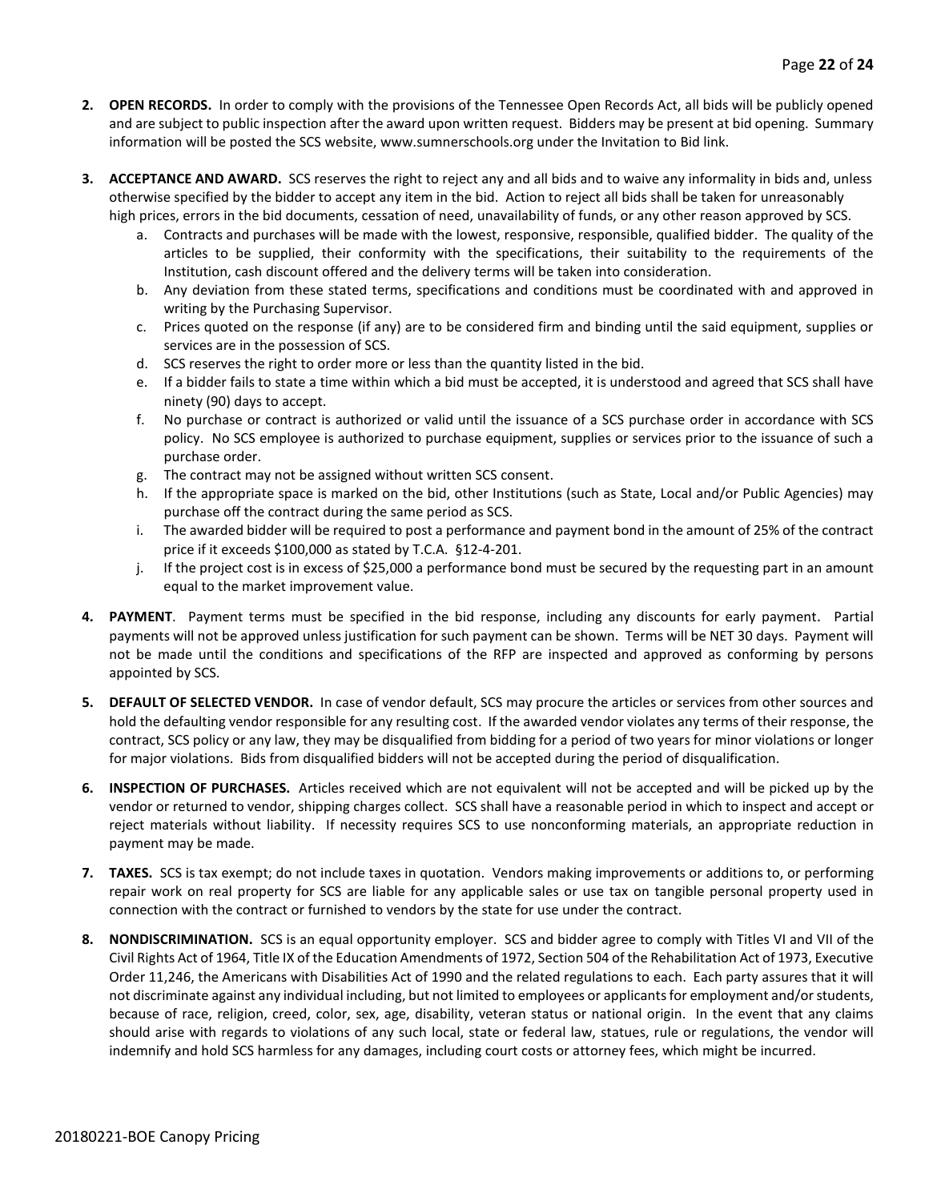2. **OPEN RECORDS.** In order to comply with the provisions of the Tennessee Open Records Act, all bids will be publicly opened and are subject to public inspection after the award upon written request. Bidders may be present at bid opening. Summary information will be posted the SCS website, www.sumnerschools.org under the Invitation to Bid link.

3. **ACCEPTANCE AND AWARD.** SCS reserves the right to reject any and all bids and to waive any informality in bids and, unless otherwise specified by the bidder to accept any item in the bid. Action to reject all bids shall be taken for unreasonably high prices, errors in the bid documents, cessation of need, unavailability of funds, or any other reason approved by SCS.
   a. Contracts and purchases will be made with the lowest, responsive, responsible, qualified bidder. The quality of the articles to be supplied, their conformity with the specifications, their suitability to the requirements of the Institution, cash discount offered and the delivery terms will be taken into consideration.
   b. Any deviation from these stated terms, specifications and conditions must be coordinated with and approved in writing by the Purchasing Supervisor.
   c. Prices quoted on the response (if any) are to be considered firm and binding until the said equipment, supplies or services are in the possession of SCS.
   d. SCS reserves the right to order more or less than the quantity listed in the bid.
   e. If a bidder fails to state a time within which a bid must be accepted, it is understood and agreed that SCS shall have ninety (90) days to accept.
   f. No purchase or contract is authorized or valid until the issuance of a SCS purchase order in accordance with SCS policy. No SCS employee is authorized to purchase equipment, supplies or services prior to the issuance of such a purchase order.
   g. The contract may not be assigned without written SCS consent.
   h. If the appropriate space is marked on the bid, other Institutions (such as State, Local and/or Public Agencies) may purchase off the contract during the same period as SCS.
   i. The awarded bidder will be required to post a performance and payment bond in the amount of 25% of the contract price if it exceeds $100,000 as stated by T.C.A. §12-4-201.
   j. If the project cost is in excess of $25,000 a performance bond must be secured by the requesting part in an amount equal to the market improvement value.

4. **PAYMENT**. Payment terms must be specified in the bid response, including any discounts for early payment. Partial payments will not be approved unless justification for such payment can be shown. Terms will be NET 30 days. Payment will not be made until the conditions and specifications of the RFP are inspected and approved as conforming by persons appointed by SCS.

5. **DEFAULT OF SELECTED VENDOR.** In case of vendor default, SCS may procure the articles or services from other sources and hold the defaulting vendor responsible for any resulting cost. If the awarded vendor violates any terms of their response, the contract, SCS policy or any law, they may be disqualified from bidding for a period of two years for minor violations or longer for major violations. Bids from disqualified bidders will not be accepted during the period of disqualification.

6. **INSPECTION OF PURCHASES.** Articles received which are not equivalent will not be accepted and will be picked up by the vendor or returned to vendor, shipping charges collect. SCS shall have a reasonable period in which to inspect and accept or reject materials without liability. If necessity requires SCS to use nonconforming materials, an appropriate reduction in payment may be made.

7. **TAXES.** SCS is tax exempt; do not include taxes in quotation. Vendors making improvements or additions to, or performing repair work on real property for SCS are liable for any applicable sales or use tax on tangible personal property used in connection with the contract or furnished to vendors by the state for use under the contract.

8. **NONDISCRIMINATION.** SCS is an equal opportunity employer. SCS and bidder agree to comply with Titles VI and VII of the Civil Rights Act of 1964, Title IX of the Education Amendments of 1972, Section 504 of the Rehabilitation Act of 1973, Executive Order 11,246, the Americans with Disabilities Act of 1990 and the related regulations to each. Each party assures that it will not discriminate against any individual including, but not limited to employees or applicants for employment and/or students, because of race, religion, creed, color, sex, age, disability, veteran status or national origin. In the event that any claims should arise with regards to violations of any such local, state or federal law, statues, rule or regulations, the vendor will indemnify and hold SCS harmless for any damages, including court costs or attorney fees, which might be incurred.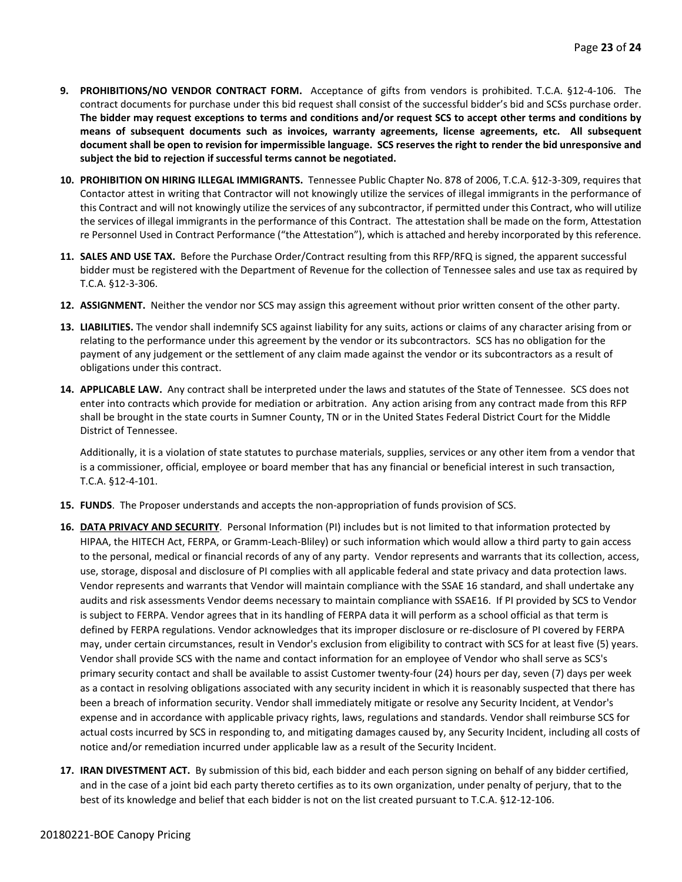9. **PROHIBITIONS/NO VENDOR CONTRACT FORM.** Acceptance of gifts from vendors is prohibited. T.C.A. §12-4-106. The contract documents for purchase under this bid request shall consist of the successful bidder's bid and SCSs purchase order. **The bidder may request exceptions to terms and conditions and/or request SCS to accept other terms and conditions by means of subsequent documents such as invoices, warranty agreements, license agreements, etc. All subsequent document shall be open to revision for impermissible language. SCS reserves the right to render the bid unresponsive and subject the bid to rejection if successful terms cannot be negotiated.**

10. **PROHIBITION ON HIRING ILLEGAL IMMIGRANTS.** Tennessee Public Chapter No. 878 of 2006, T.C.A. §12-3-309, requires that Contactor attest in writing that Contractor will not knowingly utilize the services of illegal immigrants in the performance of this Contract and will not knowingly utilize the services of any subcontractor, if permitted under this Contract, who will utilize the services of illegal immigrants in the performance of this Contract. The attestation shall be made on the form, Attestation re Personnel Used in Contract Performance ("the Attestation"), which is attached and hereby incorporated by this reference.

11. **SALES AND USE TAX.** Before the Purchase Order/Contract resulting from this RFP/RFQ is signed, the apparent successful bidder must be registered with the Department of Revenue for the collection of Tennessee sales and use tax as required by T.C.A. §12-3-306.

12. **ASSIGNMENT.** Neither the vendor nor SCS may assign this agreement without prior written consent of the other party.

13. **LIABILITIES.** The vendor shall indemnify SCS against liability for any suits, actions or claims of any character arising from or relating to the performance under this agreement by the vendor or its subcontractors. SCS has no obligation for the payment of any judgement or the settlement of any claim made against the vendor or its subcontractors as a result of obligations under this contract.

14. **APPLICABLE LAW.** Any contract shall be interpreted under the laws and statutes of the State of Tennessee. SCS does not enter into contracts which provide for mediation or arbitration. Any action arising from any contract made from this RFP shall be brought in the state courts in Sumner County, TN or in the United States Federal District Court for the Middle District of Tennessee.

    Additionally, it is a violation of state statutes to purchase materials, supplies, services or any other item from a vendor that is a commissioner, official, employee or board member that has any financial or beneficial interest in such transaction, T.C.A. §12-4-101.

15. **FUNDS**. The Proposer understands and accepts the non-appropriation of funds provision of SCS.

16. **DATA PRIVACY AND SECURITY**. Personal Information (PI) includes but is not limited to that information protected by HIPAA, the HITECH Act, FERPA, or Gramm-Leach-Bliley) or such information which would allow a third party to gain access to the personal, medical or financial records of any of any party. Vendor represents and warrants that its collection, access, use, storage, disposal and disclosure of PI complies with all applicable federal and state privacy and data protection laws. Vendor represents and warrants that Vendor will maintain compliance with the SSAE 16 standard, and shall undertake any audits and risk assessments Vendor deems necessary to maintain compliance with SSAE16. If PI provided by SCS to Vendor is subject to FERPA. Vendor agrees that in its handling of FERPA data it will perform as a school official as that term is defined by FERPA regulations. Vendor acknowledges that its improper disclosure or re-disclosure of PI covered by FERPA may, under certain circumstances, result in Vendor's exclusion from eligibility to contract with SCS for at least five (5) years. Vendor shall provide SCS with the name and contact information for an employee of Vendor who shall serve as SCS's primary security contact and shall be available to assist Customer twenty-four (24) hours per day, seven (7) days per week as a contact in resolving obligations associated with any security incident in which it is reasonably suspected that there has been a breach of information security. Vendor shall immediately mitigate or resolve any Security Incident, at Vendor's expense and in accordance with applicable privacy rights, laws, regulations and standards. Vendor shall reimburse SCS for actual costs incurred by SCS in responding to, and mitigating damages caused by, any Security Incident, including all costs of notice and/or remediation incurred under applicable law as a result of the Security Incident.

17. **IRAN DIVESTMENT ACT.** By submission of this bid, each bidder and each person signing on behalf of any bidder certified, and in the case of a joint bid each party thereto certifies as to its own organization, under penalty of perjury, that to the best of its knowledge and belief that each bidder is not on the list created pursuant to T.C.A. §12-12-106.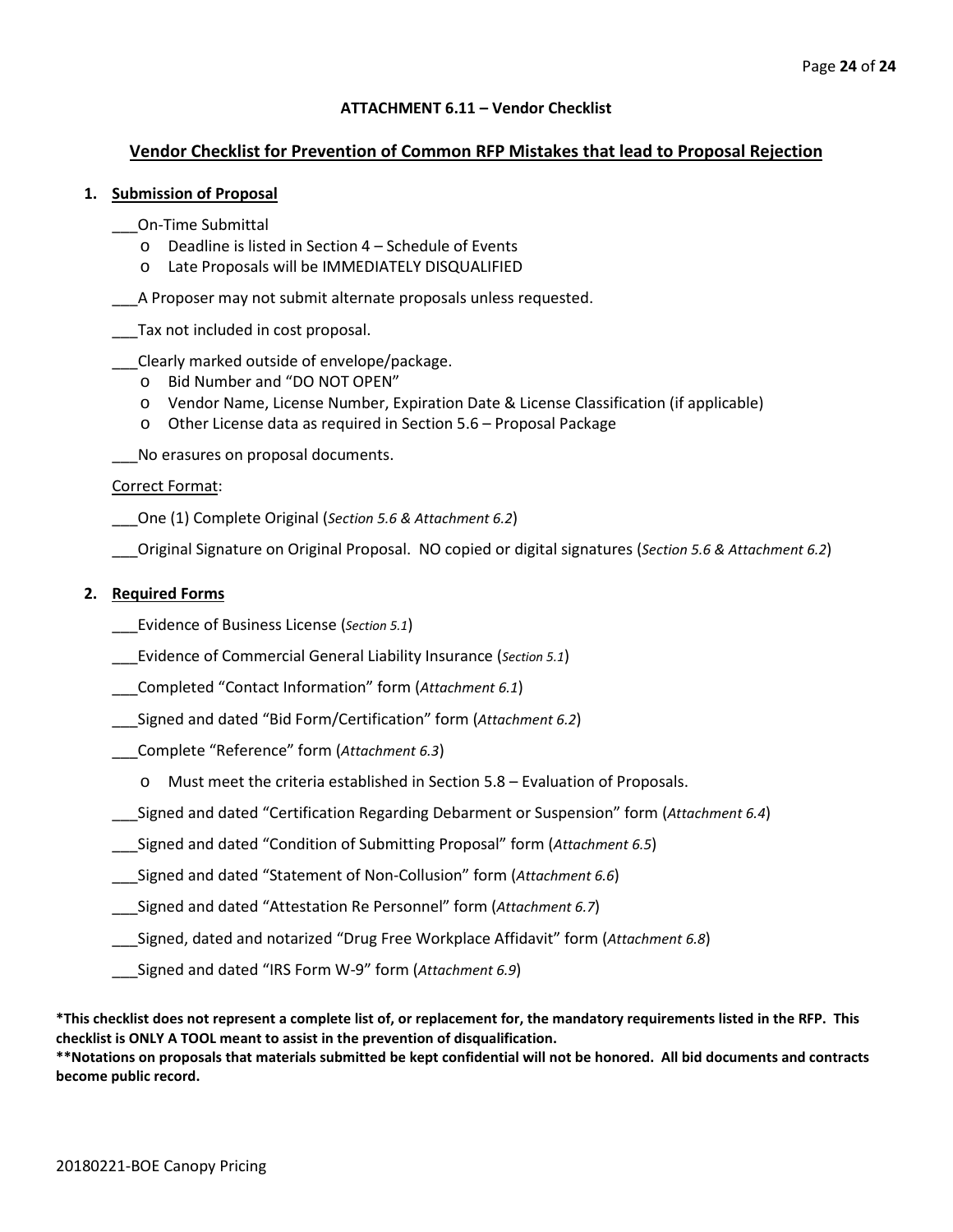**ATTACHMENT 6.11 – Vendor Checklist**

## Vendor Checklist for Prevention of Common RFP Mistakes that lead to Proposal Rejection

1. **Submission of Proposal**

___On-Time Submittal
- Deadline is listed in Section 4 – Schedule of Events
- Late Proposals will be IMMEDIATELY DISQUALIFIED

___A Proposer may not submit alternate proposals unless requested.

___Tax not included in cost proposal.

___Clearly marked outside of envelope/package.
- Bid Number and "DO NOT OPEN"
- Vendor Name, License Number, Expiration Date & License Classification (if applicable)
- Other License data as required in Section 5.6 – Proposal Package

___No erasures on proposal documents.

Correct Format:

___One (1) Complete Original (*Section 5.6 & Attachment 6.2*)

___Original Signature on Original Proposal. NO copied or digital signatures (*Section 5.6 & Attachment 6.2*)

2. **Required Forms**

___Evidence of Business License (*Section 5.1*)

___Evidence of Commercial General Liability Insurance (*Section 5.1*)

___Completed "Contact Information" form (*Attachment 6.1*)

___Signed and dated "Bid Form/Certification" form (*Attachment 6.2*)

___Complete "Reference" form (*Attachment 6.3*)
- Must meet the criteria established in Section 5.8 – Evaluation of Proposals.

___Signed and dated "Certification Regarding Debarment or Suspension" form (*Attachment 6.4*)

___Signed and dated "Condition of Submitting Proposal" form (*Attachment 6.5*)

___Signed and dated "Statement of Non-Collusion" form (*Attachment 6.6*)

___Signed and dated "Attestation Re Personnel" form (*Attachment 6.7*)

___Signed, dated and notarized "Drug Free Workplace Affidavit" form (*Attachment 6.8*)

___Signed and dated "IRS Form W-9" form (*Attachment 6.9*)

**\*This checklist does not represent a complete list of, or replacement for, the mandatory requirements listed in the RFP. This checklist is ONLY A TOOL meant to assist in the prevention of disqualification.**
**\*\*Notations on proposals that materials submitted be kept confidential will not be honored. All bid documents and contracts become public record.**

20180221-BOE Canopy Pricing